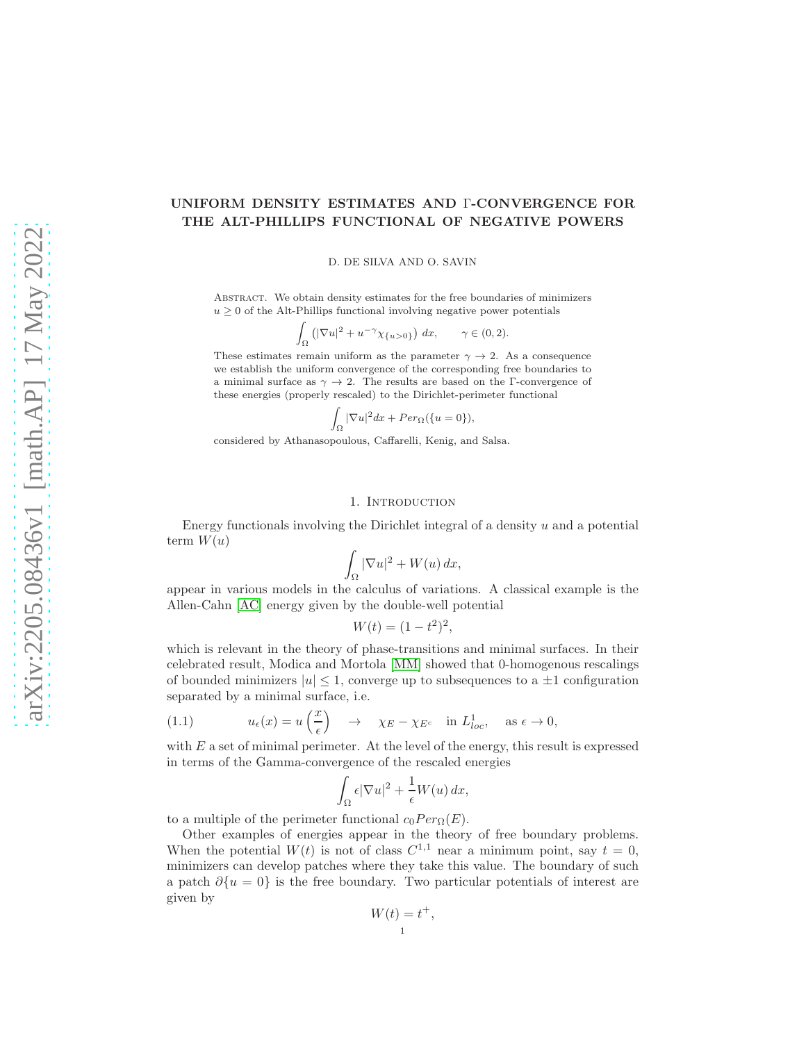# UNIFORM DENSITY ESTIMATES AND Γ-CONVERGENCE FOR THE ALT-PHILLIPS FUNCTIONAL OF NEGATIVE POWERS

D. DE SILVA AND O. SAVIN

Abstract. We obtain density estimates for the free boundaries of minimizers $u \geq 0$ of the Alt-Phillips functional involving negative power potentials

$$\int_\Omega \left( |\nabla u|^2 + u^{-\gamma} \chi_{\{u>0\}} \right) \, dx, \qquad \gamma \in (0, 2).$$

These estimates remain uniform as the parameter $\gamma \to 2$. As a consequence we establish the uniform convergence of the corresponding free boundaries to a minimal surface as $\gamma \to 2$. The results are based on the Γ-convergence of these energies (properly rescaled) to the Dirichlet-perimeter functional

$$\int_\Omega |\nabla u|^2 dx + Per_\Omega(\{u = 0\}),$$

considered by Athanasopoulous, Caffarelli, Kenig, and Salsa.

## 1. Introduction

Energy functionals involving the Dirichlet integral of a density $u$ and a potential term $W(u)$

$$\int_\Omega |\nabla u|^2 + W(u) \, dx,$$

appear in various models in the calculus of variations. A classical example is the Allen-Cahn [AC] energy given by the double-well potential

$$W(t) = (1 - t^2)^2,$$

which is relevant in the theory of phase-transitions and minimal surfaces. In their celebrated result, Modica and Mortola [MM] showed that 0-homogenous rescalings of bounded minimizers $|u| \leq 1$, converge up to subsequences to a $\pm 1$ configuration separated by a minimal surface, i.e.

$$u_\epsilon(x) = u\left(\frac{x}{\epsilon}\right) \quad \to \quad \chi_E - \chi_{E^c} \quad \text{in } L^1_{loc}, \quad \text{as } \epsilon \to 0, \tag{1.1}$$

with $E$ a set of minimal perimeter. At the level of the energy, this result is expressed in terms of the Gamma-convergence of the rescaled energies

$$\int_\Omega \epsilon |\nabla u|^2 + \frac{1}{\epsilon} W(u) \, dx,$$

to a multiple of the perimeter functional $c_0 Per_\Omega(E)$.

Other examples of energies appear in the theory of free boundary problems. When the potential $W(t)$ is not of class $C^{1,1}$ near a minimum point, say $t = 0$, minimizers can develop patches where they take this value. The boundary of such a patch $\partial\{u = 0\}$ is the free boundary. Two particular potentials of interest are given by

$$W(t) = t^+,$$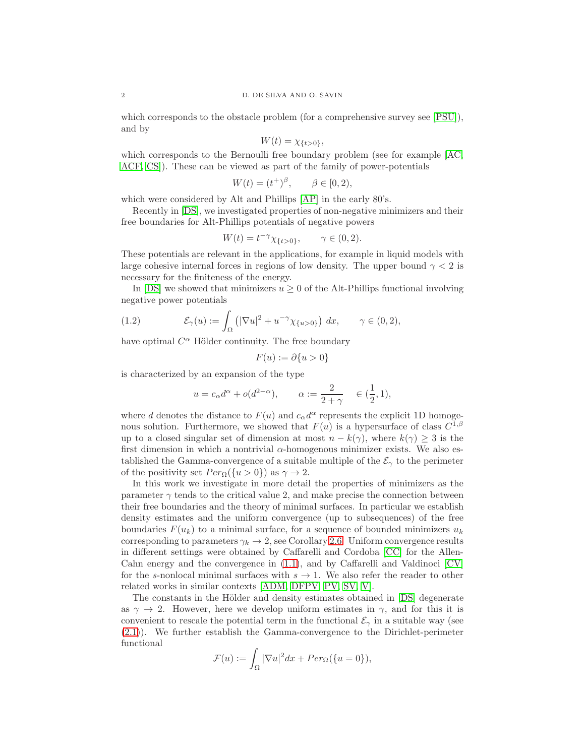which corresponds to the obstacle problem (for a comprehensive survey see [PSU]), and by

$$W(t) = \chi_{\{t>0\}},$$

which corresponds to the Bernoulli free boundary problem (see for example [AC, ACF, CS]). These can be viewed as part of the family of power-potentials

$$W(t) = (t^+)^\beta, \qquad \beta \in [0, 2),$$

which were considered by Alt and Phillips [AP] in the early 80's.

Recently in [DS], we investigated properties of non-negative minimizers and their free boundaries for Alt-Phillips potentials of negative powers

$$W(t) = t^{-\gamma}\chi_{\{t>0\}}, \qquad \gamma \in (0, 2).$$

These potentials are relevant in the applications, for example in liquid models with large cohesive internal forces in regions of low density. The upper bound $\gamma < 2$ is necessary for the finiteness of the energy.

In [DS] we showed that minimizers $u \geq 0$ of the Alt-Phillips functional involving negative power potentials

$$\mathcal{E}_\gamma(u) := \int_\Omega \left(|\nabla u|^2 + u^{-\gamma}\chi_{\{u>0\}}\right)\, dx, \qquad \gamma \in (0, 2), \tag{1.2}$$

have optimal $C^\alpha$ Hölder continuity. The free boundary

$$F(u) := \partial\{u > 0\}$$

is characterized by an expansion of the type

$$u = c_\alpha d^\alpha + o(d^{2-\alpha}), \qquad \alpha := \frac{2}{2+\gamma} \quad \in (\frac{1}{2}, 1),$$

where $d$ denotes the distance to $F(u)$ and $c_\alpha d^\alpha$ represents the explicit 1D homogenous solution. Furthermore, we showed that $F(u)$ is a hypersurface of class $C^{1,\beta}$ up to a closed singular set of dimension at most $n - k(\gamma)$, where $k(\gamma) \geq 3$ is the first dimension in which a nontrivial $\alpha$-homogenous minimizer exists. We also established the Gamma-convergence of a suitable multiple of the $\mathcal{E}_\gamma$ to the perimeter of the positivity set $Per_\Omega(\{u > 0\})$ as $\gamma \to 2$.

In this work we investigate in more detail the properties of minimizers as the parameter $\gamma$ tends to the critical value 2, and make precise the connection between their free boundaries and the theory of minimal surfaces. In particular we establish density estimates and the uniform convergence (up to subsequences) of the free boundaries $F(u_k)$ to a minimal surface, for a sequence of bounded minimizers $u_k$ corresponding to parameters $\gamma_k \to 2$, see Corollary 2.6. Uniform convergence results in different settings were obtained by Caffarelli and Cordoba [CC] for the Allen-Cahn energy and the convergence in (1.1), and by Caffarelli and Valdinoci [CV] for the $s$-nonlocal minimal surfaces with $s \to 1$. We also refer the reader to other related works in similar contexts [ADM, DFPV, PV, SV, V].

The constants in the Hölder and density estimates obtained in [DS] degenerate as $\gamma \to 2$. However, here we develop uniform estimates in $\gamma$, and for this it is convenient to rescale the potential term in the functional $\mathcal{E}_\gamma$ in a suitable way (see (2.1)). We further establish the Gamma-convergence to the Dirichlet-perimeter functional

$$\mathcal{F}(u) := \int_\Omega |\nabla u|^2 dx + Per_\Omega(\{u = 0\}),$$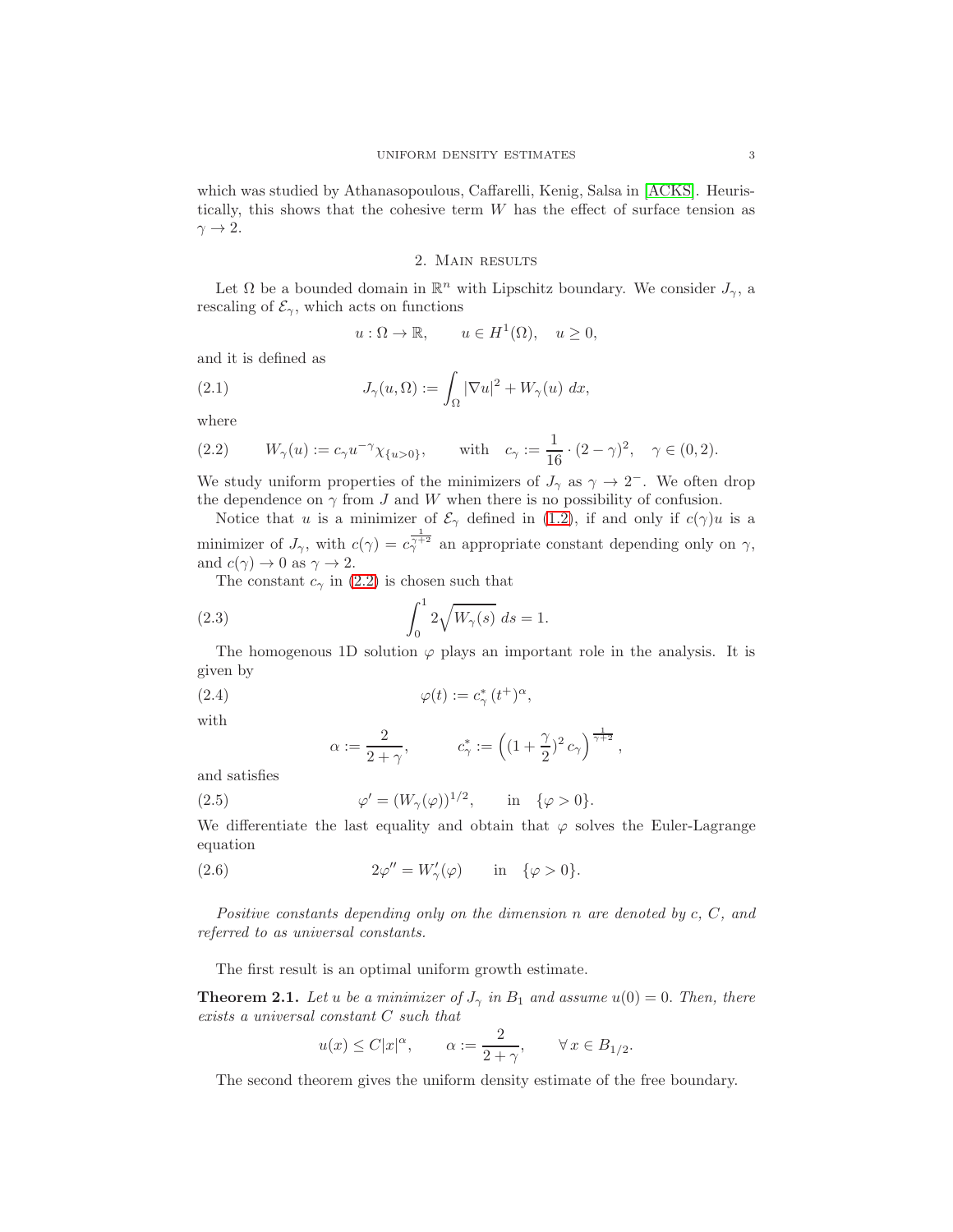which was studied by Athanasopoulous, Caffarelli, Kenig, Salsa in [ACKS]. Heuristically, this shows that the cohesive term $W$ has the effect of surface tension as $\gamma \to 2$.

## 2. Main results

Let $\Omega$ be a bounded domain in $\mathbb{R}^n$ with Lipschitz boundary. We consider $J_\gamma$, a rescaling of $\mathcal{E}_\gamma$, which acts on functions

$$u : \Omega \to \mathbb{R}, \qquad u \in H^1(\Omega), \quad u \geq 0,$$

and it is defined as

$$J_\gamma(u, \Omega) := \int_\Omega |\nabla u|^2 + W_\gamma(u) \, dx, \tag{2.1}$$

where

$$W_\gamma(u) := c_\gamma u^{-\gamma} \chi_{\{u>0\}}, \qquad \text{with} \quad c_\gamma := \frac{1}{16} \cdot (2-\gamma)^2, \quad \gamma \in (0,2). \tag{2.2}$$

We study uniform properties of the minimizers of $J_\gamma$ as $\gamma \to 2^-$. We often drop the dependence on $\gamma$ from $J$ and $W$ when there is no possibility of confusion.

Notice that $u$ is a minimizer of $\mathcal{E}_\gamma$ defined in (1.2), if and only if $c(\gamma)u$ is a minimizer of $J_\gamma$, with $c(\gamma) = c_\gamma^{\frac{1}{\gamma+2}}$ an appropriate constant depending only on $\gamma$, and $c(\gamma) \to 0$ as $\gamma \to 2$.

The constant $c_\gamma$ in (2.2) is chosen such that

$$\int_0^1 2\sqrt{W_\gamma(s)} \, ds = 1. \tag{2.3}$$

The homogenous 1D solution $\varphi$ plays an important role in the analysis. It is given by

$$\varphi(t) := c_\gamma^* \, (t^+)^\alpha, \tag{2.4}$$

with

$$\alpha := \frac{2}{2+\gamma}, \qquad c_\gamma^* := \left( (1 + \frac{\gamma}{2})^2 \, c_\gamma \right)^{\frac{1}{\gamma+2}},$$

and satisfies

$$\varphi' = (W_\gamma(\varphi))^{1/2}, \qquad \text{in} \quad \{\varphi > 0\}. \tag{2.5}$$

We differentiate the last equality and obtain that $\varphi$ solves the Euler-Lagrange equation

$$2\varphi'' = W_\gamma'(\varphi) \qquad \text{in} \quad \{\varphi > 0\}. \tag{2.6}$$

*Positive constants depending only on the dimension $n$ are denoted by $c$, $C$, and referred to as universal constants.*

The first result is an optimal uniform growth estimate.

**Theorem 2.1.** *Let $u$ be a minimizer of $J_\gamma$ in $B_1$ and assume $u(0) = 0$. Then, there exists a universal constant $C$ such that*

$$u(x) \leq C|x|^\alpha, \qquad \alpha := \frac{2}{2+\gamma}, \qquad \forall \, x \in B_{1/2}.$$

The second theorem gives the uniform density estimate of the free boundary.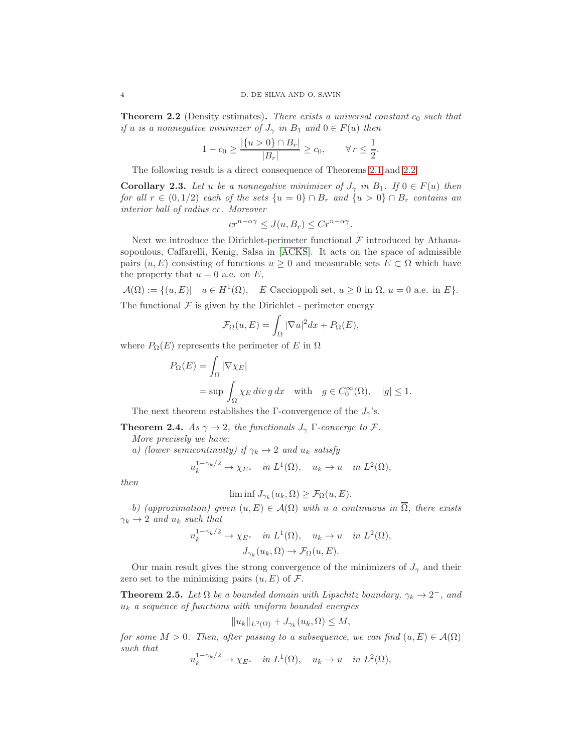**Theorem 2.2** (Density estimates)**.** *There exists a universal constant $c_0$ such that if $u$ is a nonnegative minimizer of $J_\gamma$ in $B_1$ and $0 \in F(u)$ then*

$$1 - c_0 \geq \frac{|\{u>0\} \cap B_r|}{|B_r|} \geq c_0, \qquad \forall\, r \leq \frac{1}{2}.$$

The following result is a direct consequence of Theorems 2.1 and 2.2.

**Corollary 2.3.** *Let $u$ be a nonnegative minimizer of $J_\gamma$ in $B_1$. If $0 \in F(u)$ then for all $r \in (0, 1/2)$ each of the sets $\{u = 0\} \cap B_r$ and $\{u > 0\} \cap B_r$ contains an interior ball of radius $cr$. Moreover*

$$cr^{n-\alpha\gamma} \leq J(u, B_r) \leq Cr^{n-\alpha\gamma}.$$

Next we introduce the Dirichlet-perimeter functional $\mathcal{F}$ introduced by Athanasopoulous, Caffarelli, Kenig, Salsa in [ACKS]. It acts on the space of admissible pairs $(u, E)$ consisting of functions $u \geq 0$ and measurable sets $E \subset \Omega$ which have the property that $u = 0$ a.e. on $E$,

$$\mathcal{A}(\Omega) := \{(u, E) | \quad u \in H^1(\Omega), \quad E \text{ Caccioppoli set, } u \geq 0 \text{ in } \Omega,\ u = 0 \text{ a.e. in } E\}.$$

The functional $\mathcal{F}$ is given by the Dirichlet - perimeter energy

$$\mathcal{F}_\Omega(u, E) = \int_\Omega |\nabla u|^2 dx + P_\Omega(E),$$

where $P_\Omega(E)$ represents the perimeter of $E$ in $\Omega$

$$\begin{aligned} P_\Omega(E) &= \int_\Omega |\nabla \chi_E| \\ &= \sup \int_\Omega \chi_E \, div\, g \, dx \quad \text{with} \quad g \in C_0^\infty(\Omega), \quad |g| \leq 1. \end{aligned}$$

The next theorem establishes the $\Gamma$-convergence of the $J_\gamma$'s.

**Theorem 2.4.** *As $\gamma \to 2$, the functionals $J_\gamma$ $\Gamma$-converge to $\mathcal{F}$.*

*More precisely we have:*

*a) (lower semicontinuity) if $\gamma_k \to 2$ and $u_k$ satisfy*

$$u_k^{1-\gamma_k/2} \to \chi_{E^c} \quad \text{in } L^1(\Omega), \quad u_k \to u \quad \text{in } L^2(\Omega),$$

*then*

$$\liminf J_{\gamma_k}(u_k, \Omega) \geq \mathcal{F}_\Omega(u, E).$$

*b) (approximation) given $(u, E) \in \mathcal{A}(\Omega)$ with $u$ a continuous in $\overline{\Omega}$, there exists $\gamma_k \to 2$ and $u_k$ such that*

$$u_k^{1-\gamma_k/2} \to \chi_{E^c} \quad \text{in } L^1(\Omega), \quad u_k \to u \quad \text{in } L^2(\Omega),$$
$$J_{\gamma_k}(u_k, \Omega) \to \mathcal{F}_\Omega(u, E).$$

Our main result gives the strong convergence of the minimizers of $J_\gamma$ and their zero set to the minimizing pairs $(u, E)$ of $\mathcal{F}$.

**Theorem 2.5.** *Let $\Omega$ be a bounded domain with Lipschitz boundary, $\gamma_k \to 2^-$, and $u_k$ a sequence of functions with uniform bounded energies*

$$\|u_k\|_{L^2(\Omega)} + J_{\gamma_k}(u_k, \Omega) \leq M,$$

*for some $M > 0$. Then, after passing to a subsequence, we can find $(u, E) \in \mathcal{A}(\Omega)$ such that*

$$u_k^{1-\gamma_k/2} \to \chi_{E^c} \quad \text{in } L^1(\Omega), \quad u_k \to u \quad \text{in } L^2(\Omega),$$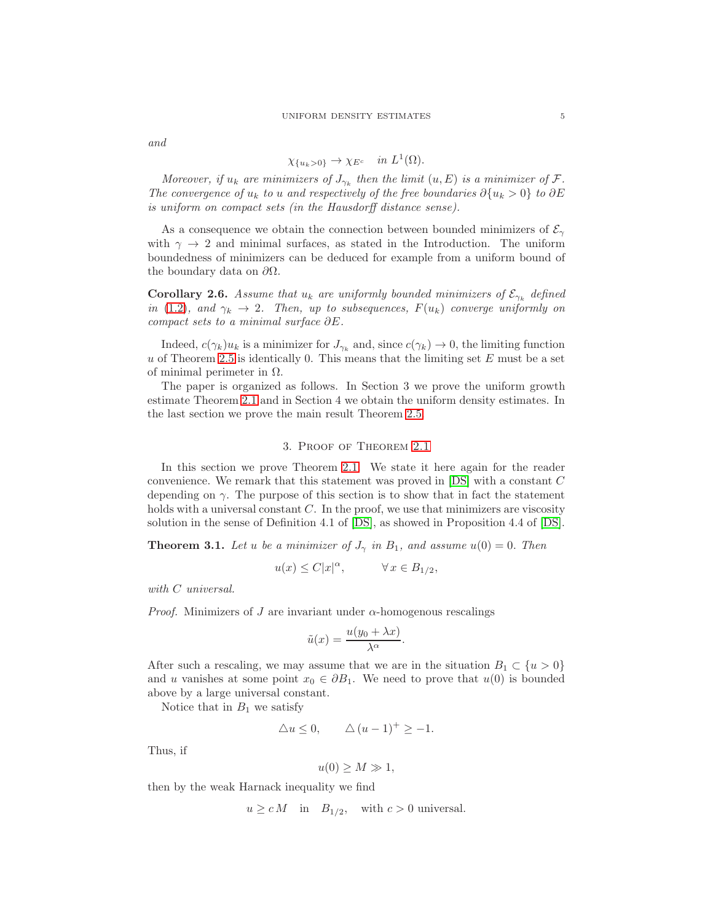*and*

$$\chi_{\{u_k>0\}} \to \chi_{E^c} \quad in\ L^1(\Omega).$$

*Moreover, if $u_k$ are minimizers of $J_{\gamma_k}$ then the limit $(u,E)$ is a minimizer of $\mathcal{F}$. The convergence of $u_k$ to $u$ and respectively of the free boundaries $\partial\{u_k>0\}$ to $\partial E$ is uniform on compact sets (in the Hausdorff distance sense).*

As a consequence we obtain the connection between bounded minimizers of $\mathcal{E}_\gamma$ with $\gamma \to 2$ and minimal surfaces, as stated in the Introduction. The uniform boundedness of minimizers can be deduced for example from a uniform bound of the boundary data on $\partial\Omega$.

**Corollary 2.6.** *Assume that $u_k$ are uniformly bounded minimizers of $\mathcal{E}_{\gamma_k}$ defined in (1.2), and $\gamma_k \to 2$. Then, up to subsequences, $F(u_k)$ converge uniformly on compact sets to a minimal surface $\partial E$.*

Indeed, $c(\gamma_k)u_k$ is a minimizer for $J_{\gamma_k}$ and, since $c(\gamma_k) \to 0$, the limiting function $u$ of Theorem 2.5 is identically 0. This means that the limiting set $E$ must be a set of minimal perimeter in $\Omega$.

The paper is organized as follows. In Section 3 we prove the uniform growth estimate Theorem 2.1 and in Section 4 we obtain the uniform density estimates. In the last section we prove the main result Theorem 2.5.

## 3. Proof of Theorem 2.1

In this section we prove Theorem 2.1. We state it here again for the reader convenience. We remark that this statement was proved in [DS] with a constant $C$ depending on $\gamma$. The purpose of this section is to show that in fact the statement holds with a universal constant $C$. In the proof, we use that minimizers are viscosity solution in the sense of Definition 4.1 of [DS], as showed in Proposition 4.4 of [DS].

**Theorem 3.1.** *Let $u$ be a minimizer of $J_\gamma$ in $B_1$, and assume $u(0)=0$. Then*

$$u(x) \le C|x|^\alpha, \qquad \forall\, x \in B_{1/2},$$

*with $C$ universal.*

*Proof.* Minimizers of $J$ are invariant under $\alpha$-homogenous rescalings

$$\tilde{u}(x) = \frac{u(y_0+\lambda x)}{\lambda^\alpha}.$$

After such a rescaling, we may assume that we are in the situation $B_1 \subset \{u>0\}$ and $u$ vanishes at some point $x_0 \in \partial B_1$. We need to prove that $u(0)$ is bounded above by a large universal constant.

Notice that in $B_1$ we satisfy

$$\triangle u \le 0, \qquad \triangle\,(u-1)^+ \ge -1.$$

Thus, if

$$u(0) \ge M \gg 1,$$

then by the weak Harnack inequality we find

$$u \ge c\,M \quad \text{in} \quad B_{1/2}, \quad \text{with } c>0 \text{ universal}.$$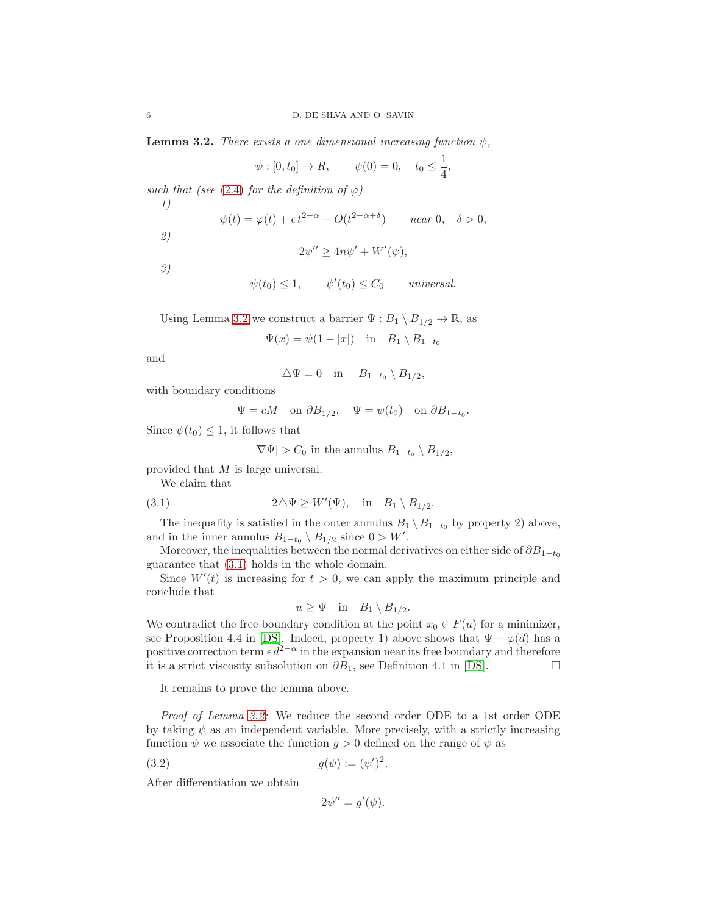**Lemma 3.2.** *There exists a one dimensional increasing function $\psi$,*

$$\psi : [0, t_0] \to R, \qquad \psi(0) = 0, \quad t_0 \leq \frac{1}{4},$$

*such that (see (2.4) for the definition of $\varphi$)*

*1)*

$$\psi(t) = \varphi(t) + \epsilon\, t^{2-\alpha} + O(t^{2-\alpha+\delta}) \qquad \textit{near } 0, \quad \delta > 0,$$

*2)*

$$2\psi'' \geq 4n\psi' + W'(\psi),$$

*3)*

$$\psi(t_0) \leq 1, \qquad \psi'(t_0) \leq C_0 \qquad \textit{universal.}$$

Using Lemma 3.2 we construct a barrier $\Psi : B_1 \setminus B_{1/2} \to \mathbb{R}$, as

$$\Psi(x) = \psi(1 - |x|) \quad \text{in} \quad B_1 \setminus B_{1-t_0}$$

and

$$\triangle \Psi = 0 \quad \text{in} \quad B_{1-t_0} \setminus B_{1/2},$$

with boundary conditions

$$\Psi = cM \quad \text{on } \partial B_{1/2}, \quad \Psi = \psi(t_0) \quad \text{on } \partial B_{1-t_0}.$$

Since $\psi(t_0) \leq 1$, it follows that

$$|\nabla \Psi| > C_0 \text{ in the annulus } B_{1-t_0} \setminus B_{1/2},$$

provided that $M$ is large universal.

We claim that

$$2\triangle \Psi \geq W'(\Psi), \quad \text{in} \quad B_1 \setminus B_{1/2}. \tag{3.1}$$

The inequality is satisfied in the outer annulus $B_1 \setminus B_{1-t_0}$ by property 2) above, and in the inner annulus $B_{1-t_0} \setminus B_{1/2}$ since $0 > W'$.

Moreover, the inequalities between the normal derivatives on either side of $\partial B_{1-t_0}$ guarantee that (3.1) holds in the whole domain.

Since $W'(t)$ is increasing for $t > 0$, we can apply the maximum principle and conclude that

$$u \geq \Psi \quad \text{in} \quad B_1 \setminus B_{1/2}.$$

We contradict the free boundary condition at the point $x_0 \in F(u)$ for a minimizer, see Proposition 4.4 in [DS]. Indeed, property 1) above shows that $\Psi - \varphi(d)$ has a positive correction term $\epsilon\, d^{2-\alpha}$ in the expansion near its free boundary and therefore it is a strict viscosity subsolution on $\partial B_1$, see Definition 4.1 in [DS]. $\square$

It remains to prove the lemma above.

*Proof of Lemma 3.2*: We reduce the second order ODE to a 1st order ODE by taking $\psi$ as an independent variable. More precisely, with a strictly increasing function $\psi$ we associate the function $g > 0$ defined on the range of $\psi$ as

$$g(\psi) := (\psi')^2. \tag{3.2}$$

After differentiation we obtain

$$2\psi'' = g'(\psi).$$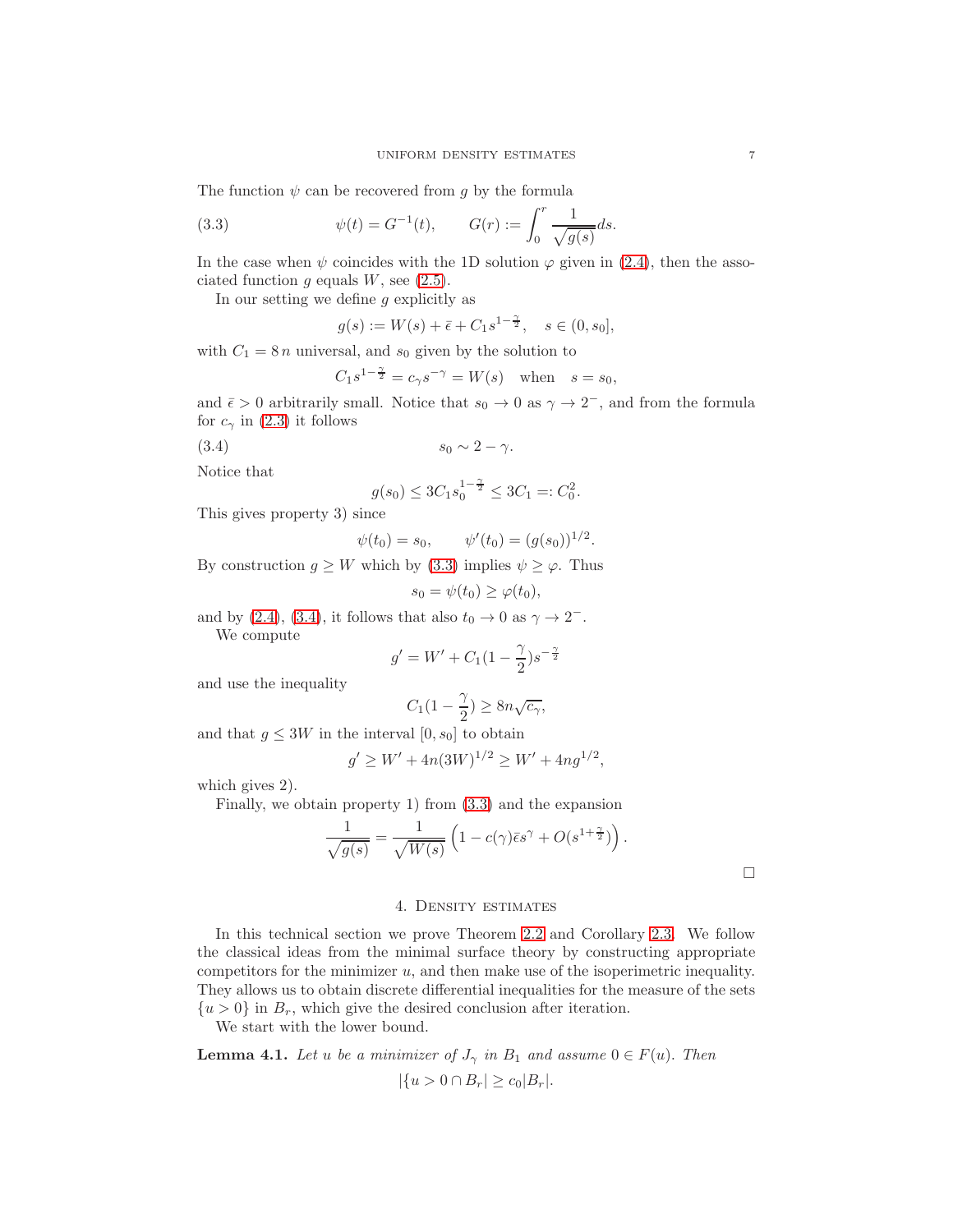The function $\psi$ can be recovered from $g$ by the formula

$$\psi(t) = G^{-1}(t), \qquad G(r) := \int_0^r \frac{1}{\sqrt{g(s)}} ds. \tag{3.3}$$

In the case when $\psi$ coincides with the 1D solution $\varphi$ given in (2.4), then the associated function $g$ equals $W$, see (2.5).

In our setting we define $g$ explicitly as

$$g(s) := W(s) + \bar{\epsilon} + C_1 s^{1-\frac{\gamma}{2}}, \quad s \in (0, s_0],$$

with $C_1 = 8\,n$ universal, and $s_0$ given by the solution to

$$C_1 s^{1-\frac{\gamma}{2}} = c_\gamma s^{-\gamma} = W(s) \quad \text{when} \quad s = s_0,$$

and $\bar{\epsilon} > 0$ arbitrarily small. Notice that $s_0 \to 0$ as $\gamma \to 2^-$, and from the formula for $c_\gamma$ in (2.3) it follows

$$s_0 \sim 2 - \gamma. \tag{3.4}$$

Notice that

$$g(s_0) \leq 3C_1 s_0^{1-\frac{\gamma}{2}} \leq 3C_1 =: C_0^2.$$

This gives property 3) since

$$\psi(t_0) = s_0, \qquad \psi'(t_0) = (g(s_0))^{1/2}.$$

By construction $g \geq W$ which by (3.3) implies $\psi \geq \varphi$. Thus

$$s_0 = \psi(t_0) \geq \varphi(t_0),$$

and by (2.4), (3.4), it follows that also $t_0 \to 0$ as $\gamma \to 2^-$.

We compute

$$g' = W' + C_1(1 - \frac{\gamma}{2}) s^{-\frac{\gamma}{2}}$$

and use the inequality

$$C_1(1 - \frac{\gamma}{2}) \geq 8n\sqrt{c_\gamma},$$

and that $g \leq 3W$ in the interval $[0, s_0]$ to obtain

$$g' \geq W' + 4n(3W)^{1/2} \geq W' + 4ng^{1/2},$$

which gives 2).

Finally, we obtain property 1) from (3.3) and the expansion

$$\frac{1}{\sqrt{g(s)}} = \frac{1}{\sqrt{W(s)}} \left(1 - c(\gamma)\bar{\epsilon} s^\gamma + O(s^{1+\frac{\gamma}{2}})\right).$$

□

## 4. Density estimates

In this technical section we prove Theorem 2.2 and Corollary 2.3. We follow the classical ideas from the minimal surface theory by constructing appropriate competitors for the minimizer $u$, and then make use of the isoperimetric inequality. They allows us to obtain discrete differential inequalities for the measure of the sets $\{u > 0\}$ in $B_r$, which give the desired conclusion after iteration.

We start with the lower bound.

**Lemma 4.1.** *Let $u$ be a minimizer of $J_\gamma$ in $B_1$ and assume $0 \in F(u)$. Then*

$$|\{u > 0 \cap B_r| \geq c_0 |B_r|.$$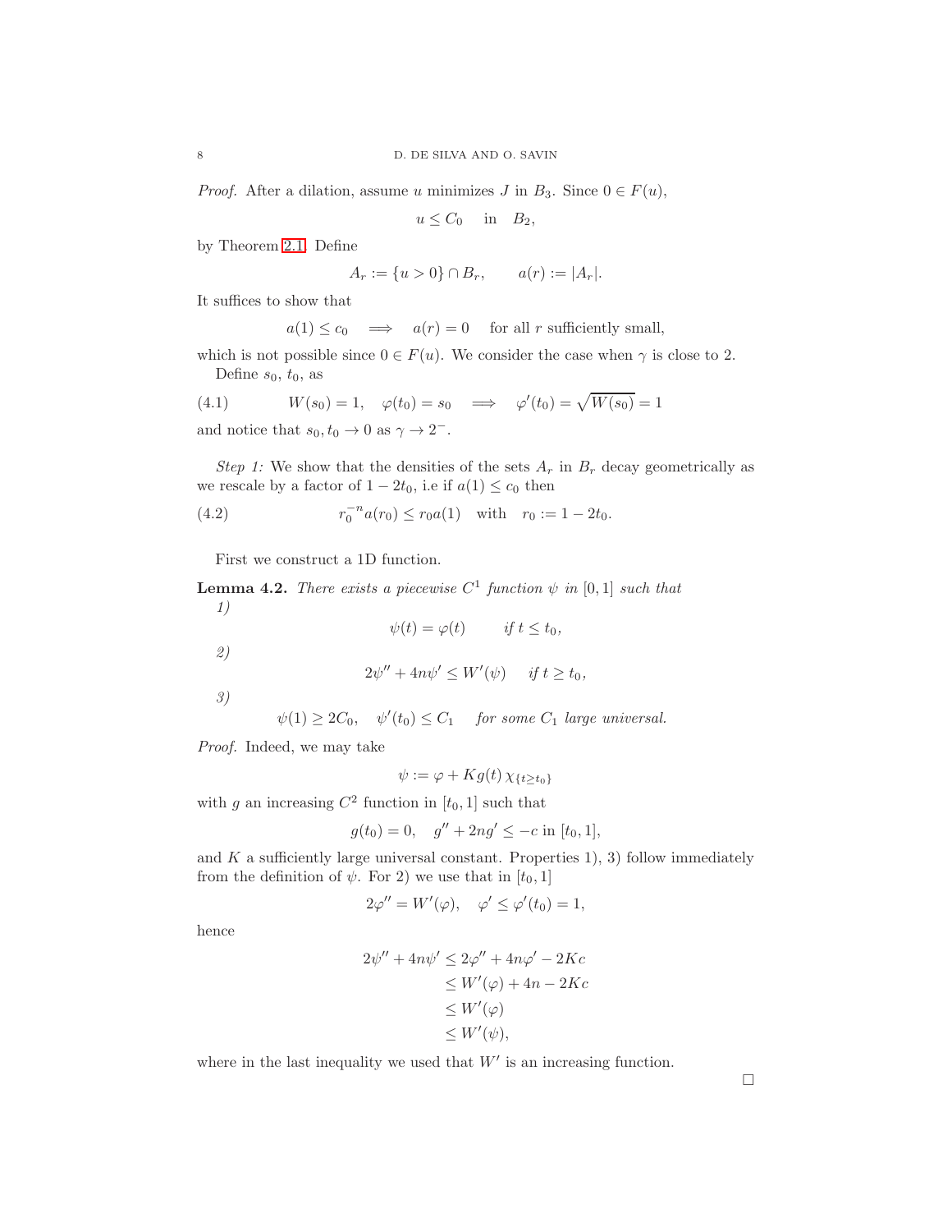*Proof.* After a dilation, assume $u$ minimizes $J$ in $B_3$. Since $0 \in F(u)$,

$$u \le C_0 \quad \text{in} \quad B_2,$$

by Theorem 2.1. Define

$$A_r := \{u > 0\} \cap B_r, \qquad a(r) := |A_r|.$$

It suffices to show that

$$a(1) \le c_0 \quad \Longrightarrow \quad a(r) = 0 \quad \text{for all } r \text{ sufficiently small},$$

which is not possible since $0 \in F(u)$. We consider the case when $\gamma$ is close to 2.

Define $s_0$, $t_0$, as

$$W(s_0) = 1, \quad \varphi(t_0) = s_0 \quad \Longrightarrow \quad \varphi'(t_0) = \sqrt{W(s_0)} = 1 \tag{4.1}$$

and notice that $s_0, t_0 \to 0$ as $\gamma \to 2^-$.

*Step 1:* We show that the densities of the sets $A_r$ in $B_r$ decay geometrically as we rescale by a factor of $1 - 2t_0$, i.e if $a(1) \le c_0$ then

$$r_0^{-n} a(r_0) \le r_0 a(1) \quad \text{with} \quad r_0 := 1 - 2t_0. \tag{4.2}$$

First we construct a 1D function.

**Lemma 4.2.** *There exists a piecewise $C^1$ function $\psi$ in $[0,1]$ such that*

*1)*
$$\psi(t) = \varphi(t) \qquad \text{if } t \le t_0,$$

*2)*
$$2\psi'' + 4n\psi' \le W'(\psi) \quad \text{if } t \ge t_0,$$

*3)*
$$\psi(1) \ge 2C_0, \quad \psi'(t_0) \le C_1 \quad \text{for some } C_1 \text{ large universal.}$$

*Proof.* Indeed, we may take

$$\psi := \varphi + K g(t)\, \chi_{\{t \ge t_0\}}$$

with $g$ an increasing $C^2$ function in $[t_0, 1]$ such that

$$g(t_0) = 0, \quad g'' + 2ng' \le -c \text{ in } [t_0, 1],$$

and $K$ a sufficiently large universal constant. Properties 1), 3) follow immediately from the definition of $\psi$. For 2) we use that in $[t_0, 1]$

$$2\varphi'' = W'(\varphi), \quad \varphi' \le \varphi'(t_0) = 1,$$

hence

$$\begin{aligned}
2\psi'' + 4n\psi' &\le 2\varphi'' + 4n\varphi' - 2Kc \\
&\le W'(\varphi) + 4n - 2Kc \\
&\le W'(\varphi) \\
&\le W'(\psi),
\end{aligned}$$

where in the last inequality we used that $W'$ is an increasing function.

$\square$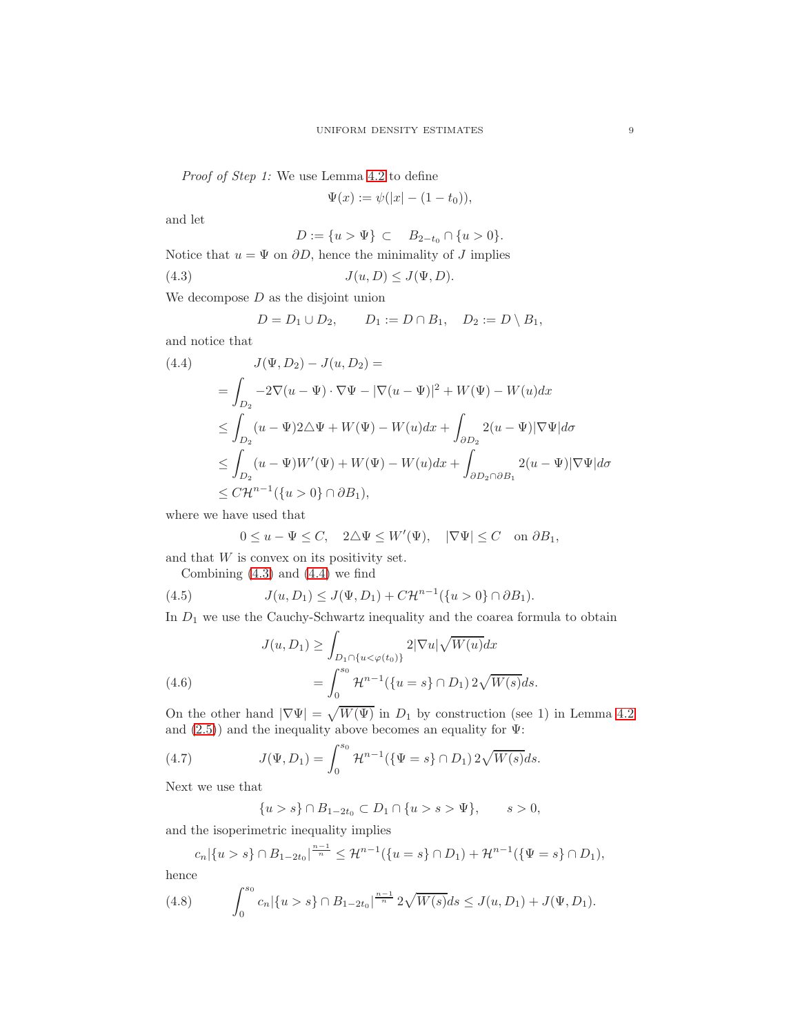*Proof of Step 1:* We use Lemma 4.2 to define

$$\Psi(x) := \psi(|x| - (1 - t_0)),$$

and let

$$D := \{u > \Psi\} \subset \quad B_{2-t_0} \cap \{u > 0\}.$$

Notice that $u = \Psi$ on $\partial D$, hence the minimality of $J$ implies

$$J(u, D) \le J(\Psi, D). \tag{4.3}$$

We decompose $D$ as the disjoint union

$$D = D_1 \cup D_2, \qquad D_1 := D \cap B_1, \quad D_2 := D \setminus B_1,$$

and notice that

$$\begin{aligned}
&J(\Psi, D_2) - J(u, D_2) = \\
&= \int_{D_2} -2\nabla(u - \Psi) \cdot \nabla \Psi - |\nabla(u - \Psi)|^2 + W(\Psi) - W(u) dx \\
&\le \int_{D_2} (u - \Psi) 2 \triangle \Psi + W(\Psi) - W(u) dx + \int_{\partial D_2} 2(u - \Psi)|\nabla \Psi| d\sigma \\
&\le \int_{D_2} (u - \Psi) W'(\Psi) + W(\Psi) - W(u) dx + \int_{\partial D_2 \cap \partial B_1} 2(u - \Psi)|\nabla \Psi| d\sigma \\
&\le C \mathcal{H}^{n-1}(\{u > 0\} \cap \partial B_1),
\end{aligned} \tag{4.4}$$

where we have used that

$$0 \le u - \Psi \le C, \quad 2\triangle \Psi \le W'(\Psi), \quad |\nabla \Psi| \le C \quad \text{on } \partial B_1,$$

and that $W$ is convex on its positivity set.

Combining (4.3) and (4.4) we find

$$J(u, D_1) \le J(\Psi, D_1) + C\mathcal{H}^{n-1}(\{u > 0\} \cap \partial B_1). \tag{4.5}$$

In $D_1$ we use the Cauchy-Schwartz inequality and the coarea formula to obtain

$$\begin{aligned}
J(u, D_1) &\ge \int_{D_1 \cap \{u < \varphi(t_0)\}} 2|\nabla u| \sqrt{W(u)} dx \\
&= \int_0^{s_0} \mathcal{H}^{n-1}(\{u = s\} \cap D_1) \, 2\sqrt{W(s)} ds.
\end{aligned} \tag{4.6}$$

On the other hand $|\nabla \Psi| = \sqrt{W(\Psi)}$ in $D_1$ by construction (see 1) in Lemma 4.2 and (2.5)) and the inequality above becomes an equality for $\Psi$:

$$J(\Psi, D_1) = \int_0^{s_0} \mathcal{H}^{n-1}(\{\Psi = s\} \cap D_1) \, 2\sqrt{W(s)} ds. \tag{4.7}$$

Next we use that

$$\{u > s\} \cap B_{1-2t_0} \subset D_1 \cap \{u > s > \Psi\}, \qquad s > 0,$$

and the isoperimetric inequality implies

$$c_n |\{u > s\} \cap B_{1-2t_0}|^{\frac{n-1}{n}} \le \mathcal{H}^{n-1}(\{u = s\} \cap D_1) + \mathcal{H}^{n-1}(\{\Psi = s\} \cap D_1),$$

hence

$$\int_0^{s_0} c_n |\{u > s\} \cap B_{1-2t_0}|^{\frac{n-1}{n}} \, 2\sqrt{W(s)} ds \le J(u, D_1) + J(\Psi, D_1). \tag{4.8}$$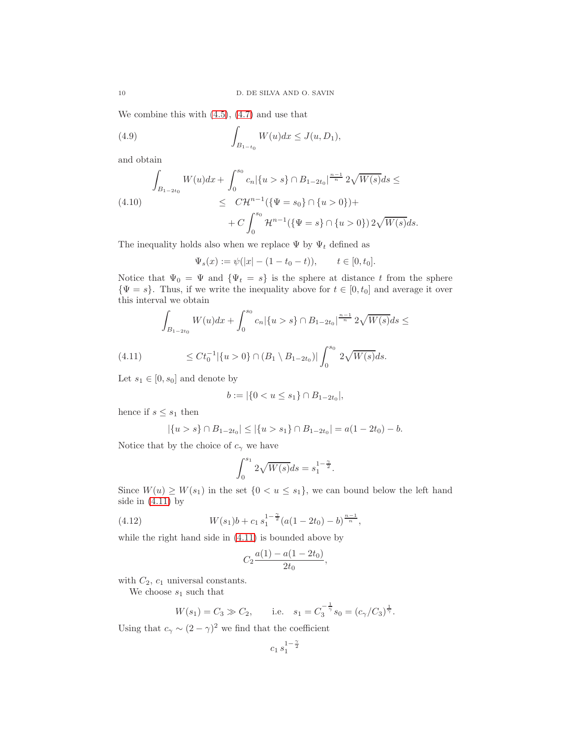We combine this with (4.5), (4.7) and use that

$$\int_{B_{1-t_0}} W(u)dx \le J(u, D_1), \tag{4.9}$$

and obtain

$$\begin{aligned} \int_{B_{1-2t_0}} W(u)dx + \int_0^{s_0} c_n |\{u>s\} \cap B_{1-2t_0}|^{\frac{n-1}{n}} \, 2\sqrt{W(s)} ds \le \\ \le \quad C\mathcal{H}^{n-1}(\{\Psi = s_0\} \cap \{u>0\}) + \\ + C\int_0^{s_0} \mathcal{H}^{n-1}(\{\Psi = s\} \cap \{u>0\}) \, 2\sqrt{W(s)} ds. \end{aligned} \tag{4.10}$$

The inequality holds also when we replace $\Psi$ by $\Psi_t$ defined as

$$\Psi_s(x) := \psi(|x| - (1-t_0-t)), \qquad t \in [0, t_0].$$

Notice that $\Psi_0 = \Psi$ and $\{\Psi_t = s\}$ is the sphere at distance $t$ from the sphere $\{\Psi = s\}$. Thus, if we write the inequality above for $t \in [0, t_0]$ and average it over this interval we obtain

$$\int_{B_{1-2t_0}} W(u)dx + \int_0^{s_0} c_n |\{u>s\} \cap B_{1-2t_0}|^{\frac{n-1}{n}} \, 2\sqrt{W(s)} ds \le$$

$$\le C t_0^{-1} |\{u>0\} \cap (B_1 \setminus B_{1-2t_0})| \int_0^{s_0} 2\sqrt{W(s)} ds. \tag{4.11}$$

Let $s_1 \in [0, s_0]$ and denote by

$$b := |\{0 < u \le s_1\} \cap B_{1-2t_0}|,$$

hence if $s \le s_1$ then

$$|\{u>s\} \cap B_{1-2t_0}| \le |\{u>s_1\} \cap B_{1-2t_0}| = a(1-2t_0) - b.$$

Notice that by the choice of $c_\gamma$ we have

$$\int_0^{s_1} 2\sqrt{W(s)} ds = s_1^{1-\frac{\gamma}{2}}.$$

Since $W(u) \ge W(s_1)$ in the set $\{0 < u \le s_1\}$, we can bound below the left hand side in (4.11) by

$$W(s_1) b + c_1 \, s_1^{1-\frac{\gamma}{2}} (a(1-2t_0) - b)^{\frac{n-1}{n}}, \tag{4.12}$$

while the right hand side in (4.11) is bounded above by

$$C_2 \frac{a(1) - a(1-2t_0)}{2t_0},$$

with $C_2$, $c_1$ universal constants.

We choose $s_1$ such that

$$W(s_1) = C_3 \gg C_2, \qquad \text{i.e.} \quad s_1 = C_3^{-\frac{1}{\gamma}} s_0 = (c_\gamma / C_3)^{\frac{1}{\gamma}}.$$

Using that $c_\gamma \sim (2-\gamma)^2$ we find that the coefficient

$$c_1 \, s_1^{1-\frac{\gamma}{2}}$$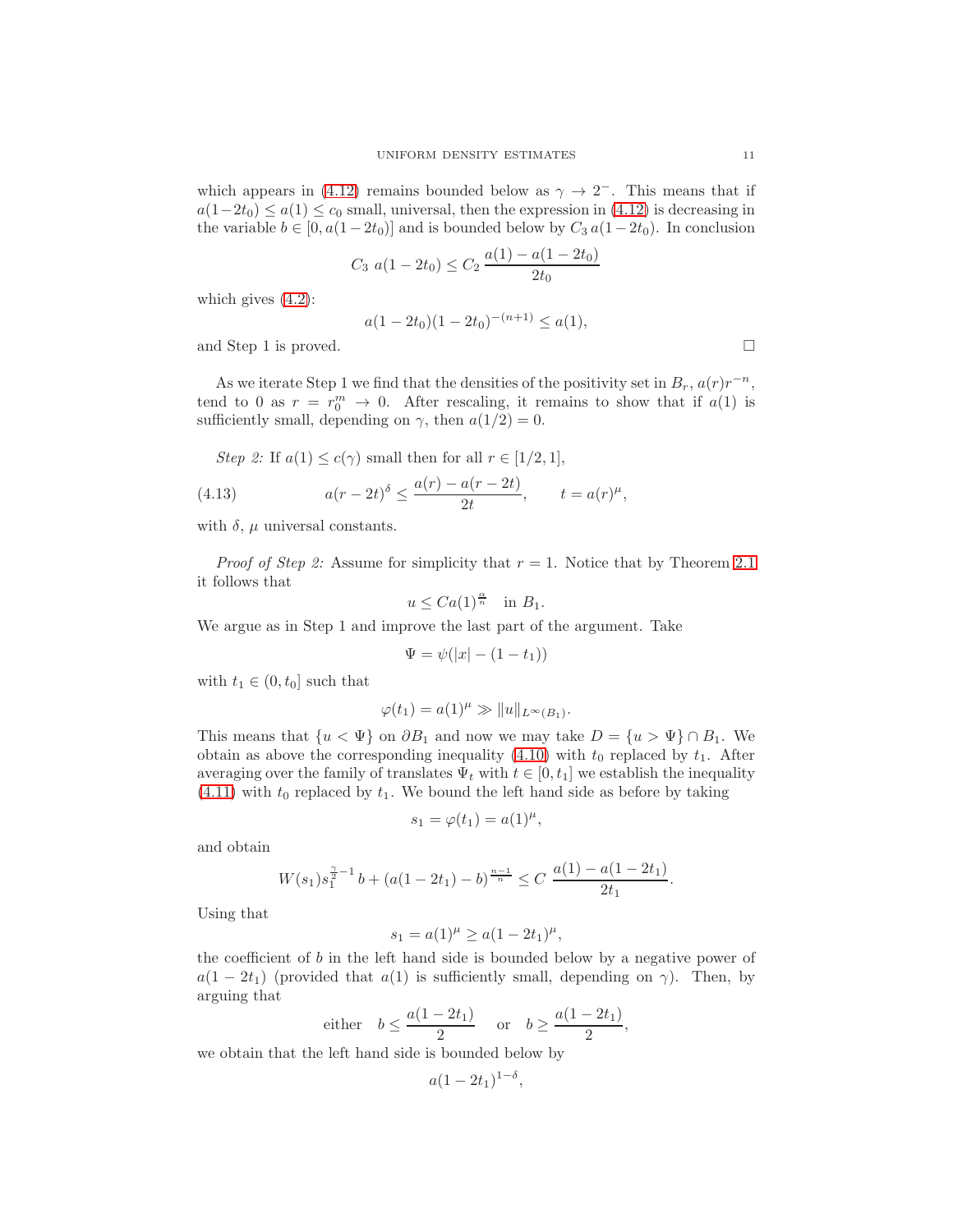which appears in (4.12) remains bounded below as $\gamma \to 2^-$. This means that if $a(1-2t_0) \le a(1) \le c_0$ small, universal, then the expression in (4.12) is decreasing in the variable $b \in [0, a(1-2t_0)]$ and is bounded below by $C_3\, a(1-2t_0)$. In conclusion

$$C_3\ a(1-2t_0) \le C_2\, \frac{a(1) - a(1-2t_0)}{2t_0}$$

which gives (4.2):

$$a(1-2t_0)(1-2t_0)^{-(n+1)} \le a(1),$$

and Step 1 is proved. □

As we iterate Step 1 we find that the densities of the positivity set in $B_r$, $a(r)r^{-n}$, tend to 0 as $r = r_0^m \to 0$. After rescaling, it remains to show that if $a(1)$ is sufficiently small, depending on $\gamma$, then $a(1/2) = 0$.

*Step 2:* If $a(1) \le c(\gamma)$ small then for all $r \in [1/2, 1]$,

$$a(r-2t)^{\delta} \le \frac{a(r) - a(r-2t)}{2t}, \qquad t = a(r)^{\mu}, \tag{4.13}$$

with $\delta$, $\mu$ universal constants.

*Proof of Step 2:* Assume for simplicity that $r = 1$. Notice that by Theorem 2.1 it follows that

$$u \le C a(1)^{\frac{\alpha}{n}} \quad \text{in } B_1.$$

We argue as in Step 1 and improve the last part of the argument. Take

$$\Psi = \psi(|x| - (1-t_1))$$

with $t_1 \in (0, t_0]$ such that

$$\varphi(t_1) = a(1)^{\mu} \gg \|u\|_{L^\infty(B_1)}.$$

This means that $\{u < \Psi\}$ on $\partial B_1$ and now we may take $D = \{u > \Psi\} \cap B_1$. We obtain as above the corresponding inequality (4.10) with $t_0$ replaced by $t_1$. After averaging over the family of translates $\Psi_t$ with $t \in [0, t_1]$ we establish the inequality (4.11) with $t_0$ replaced by $t_1$. We bound the left hand side as before by taking

$$s_1 = \varphi(t_1) = a(1)^{\mu},$$

and obtain

$$W(s_1) s_1^{\frac{\gamma}{2}-1}\, b + (a(1-2t_1) - b)^{\frac{n-1}{n}} \le C\ \frac{a(1) - a(1-2t_1)}{2t_1}.$$

Using that

$$s_1 = a(1)^{\mu} \ge a(1-2t_1)^{\mu},$$

the coefficient of $b$ in the left hand side is bounded below by a negative power of $a(1-2t_1)$ (provided that $a(1)$ is sufficiently small, depending on $\gamma$). Then, by arguing that

$$\text{either} \quad b \le \frac{a(1-2t_1)}{2} \quad \text{ or } \quad b \ge \frac{a(1-2t_1)}{2},$$

we obtain that the left hand side is bounded below by

$$a(1-2t_1)^{1-\delta},$$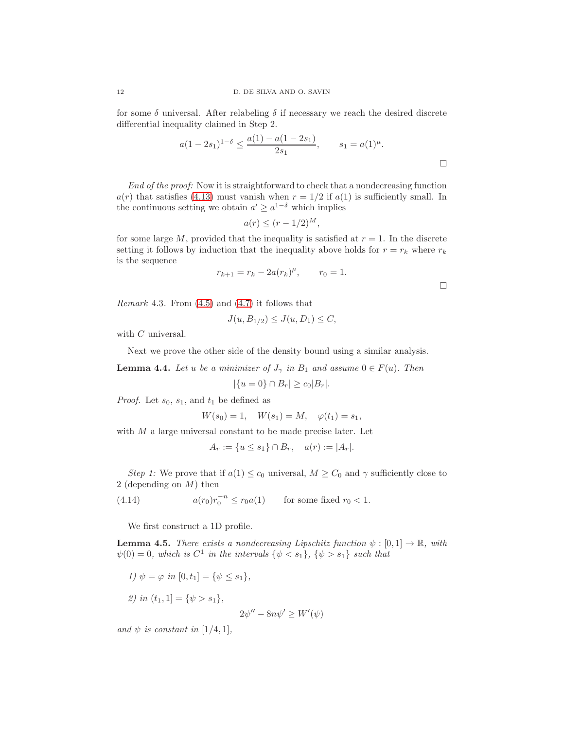for some $\delta$ universal. After relabeling $\delta$ if necessary we reach the desired discrete differential inequality claimed in Step 2.

$$a(1-2s_1)^{1-\delta} \leq \frac{a(1)-a(1-2s_1)}{2s_1}, \qquad s_1 = a(1)^{\mu}.$$

□

*End of the proof:* Now it is straightforward to check that a nondecreasing function $a(r)$ that satisfies (4.13) must vanish when $r = 1/2$ if $a(1)$ is sufficiently small. In the continuous setting we obtain $a' \geq a^{1-\delta}$ which implies

$$a(r) \leq (r-1/2)^M,$$

for some large $M$, provided that the inequality is satisfied at $r=1$. In the discrete setting it follows by induction that the inequality above holds for $r = r_k$ where $r_k$ is the sequence

$$r_{k+1} = r_k - 2a(r_k)^{\mu}, \qquad r_0 = 1.$$

□

*Remark* 4.3. From (4.5) and (4.7) it follows that

$$J(u, B_{1/2}) \leq J(u, D_1) \leq C,$$

with $C$ universal.

Next we prove the other side of the density bound using a similar analysis.

**Lemma 4.4.** *Let $u$ be a minimizer of $J_\gamma$ in $B_1$ and assume $0 \in F(u)$. Then*

$$|\{u=0\} \cap B_r| \geq c_0 |B_r|.$$

*Proof.* Let $s_0$, $s_1$, and $t_1$ be defined as

$$W(s_0) = 1, \quad W(s_1) = M, \quad \varphi(t_1) = s_1,$$

with $M$ a large universal constant to be made precise later. Let

$$A_r := \{u \leq s_1\} \cap B_r, \quad a(r) := |A_r|.$$

*Step 1:* We prove that if $a(1) \leq c_0$ universal, $M \geq C_0$ and $\gamma$ sufficiently close to 2 (depending on $M$) then

$$a(r_0) r_0^{-n} \leq r_0 a(1) \qquad \text{for some fixed } r_0 < 1. \tag{4.14}$$

We first construct a 1D profile.

**Lemma 4.5.** *There exists a nondecreasing Lipschitz function $\psi : [0,1] \to \mathbb{R}$, with $\psi(0) = 0$, which is $C^1$ in the intervals $\{\psi < s_1\}$, $\{\psi > s_1\}$ such that*

*1) $\psi = \varphi$ in $[0, t_1] = \{\psi \leq s_1\}$,*

*2) in $(t_1, 1] = \{\psi > s_1\}$,*

$$2\psi'' - 8n\psi' \geq W'(\psi)$$

*and $\psi$ is constant in $[1/4, 1]$,*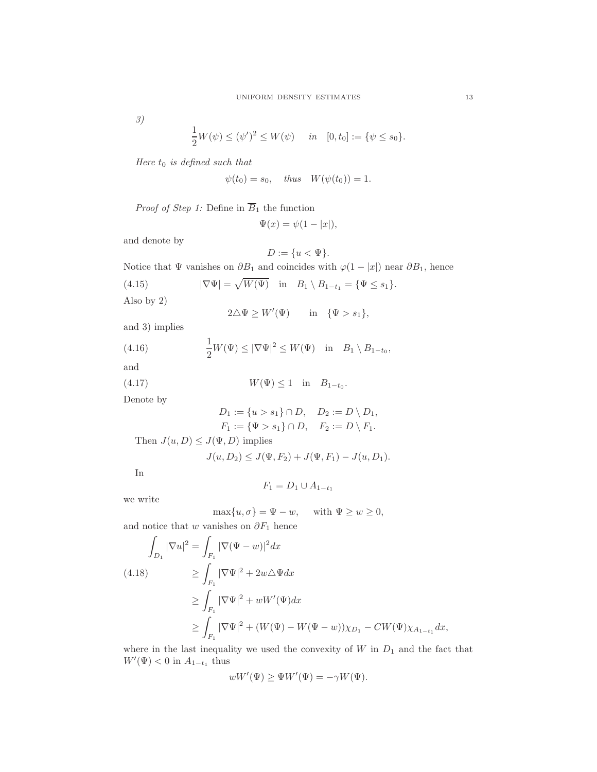*3)*

$$\frac{1}{2}W(\psi) \leq (\psi')^2 \leq W(\psi) \quad \text{in} \quad [0, t_0] := \{\psi \leq s_0\}.$$

*Here $t_0$ is defined such that*

$$\psi(t_0) = s_0, \quad \text{thus} \quad W(\psi(t_0)) = 1.$$

*Proof of Step 1:* Define in $\overline{B}_1$ the function

$$\Psi(x) = \psi(1 - |x|),$$

and denote by

$$D := \{u < \Psi\}.$$

Notice that $\Psi$ vanishes on $\partial B_1$ and coincides with $\varphi(1 - |x|)$ near $\partial B_1$, hence

$$|\nabla \Psi| = \sqrt{W(\Psi)} \quad \text{in} \quad B_1 \setminus B_{1-t_1} = \{\Psi \leq s_1\}. \tag{4.15}$$

Also by 2)

$$2\triangle \Psi \geq W'(\Psi) \qquad \text{in} \quad \{\Psi > s_1\},$$

and 3) implies

$$\frac{1}{2}W(\Psi) \leq |\nabla \Psi|^2 \leq W(\Psi) \quad \text{in} \quad B_1 \setminus B_{1-t_0}, \tag{4.16}$$

and

$$W(\Psi) \leq 1 \quad \text{in} \quad B_{1-t_0}. \tag{4.17}$$

Denote by

$$D_1 := \{u > s_1\} \cap D, \quad D_2 := D \setminus D_1,$$
$$F_1 := \{\Psi > s_1\} \cap D, \quad F_2 := D \setminus F_1.$$

Then $J(u, D) \leq J(\Psi, D)$ implies

$$J(u, D_2) \leq J(\Psi, F_2) + J(\Psi, F_1) - J(u, D_1).$$

In

$$F_1 = D_1 \cup A_{1-t_1}$$

we write

$$\max\{u, \sigma\} = \Psi - w, \qquad \text{with } \Psi \geq w \geq 0,$$

and notice that $w$ vanishes on $\partial F_1$ hence

$$\begin{aligned}
\int_{D_1} |\nabla u|^2 &= \int_{F_1} |\nabla(\Psi - w)|^2 dx \\
&\geq \int_{F_1} |\nabla \Psi|^2 + 2w\triangle \Psi dx \\
&\geq \int_{F_1} |\nabla \Psi|^2 + wW'(\Psi) dx \\
&\geq \int_{F_1} |\nabla \Psi|^2 + (W(\Psi) - W(\Psi - w))\chi_{D_1} - CW(\Psi)\chi_{A_{1-t_1}} dx,
\end{aligned} \tag{4.18}$$

where in the last inequality we used the convexity of $W$ in $D_1$ and the fact that $W'(\Psi) < 0$ in $A_{1-t_1}$ thus

$$wW'(\Psi) \geq \Psi W'(\Psi) = -\gamma W(\Psi).$$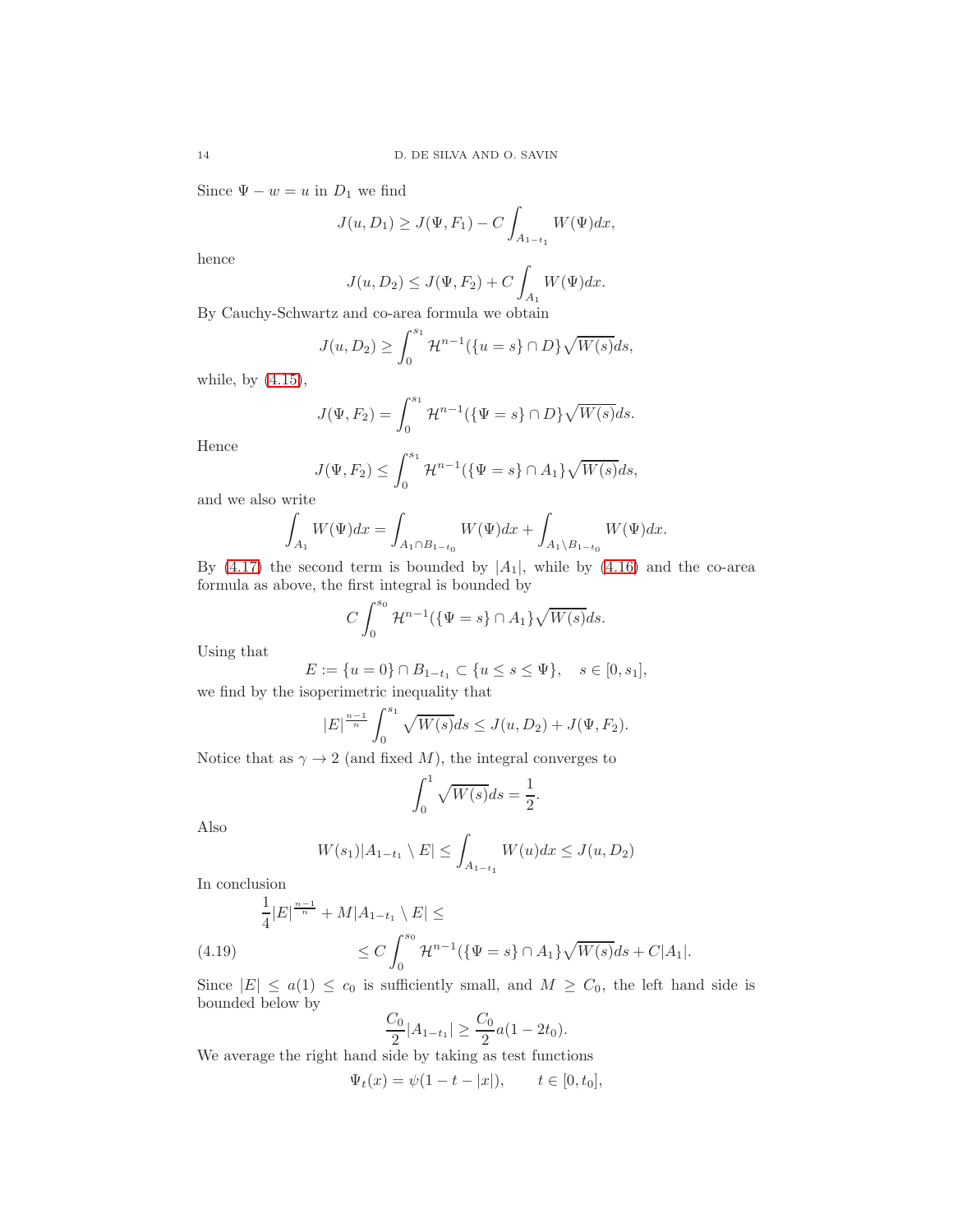Since $\Psi - w = u$ in $D_1$ we find

$$J(u, D_1) \geq J(\Psi, F_1) - C \int_{A_{1-t_1}} W(\Psi) dx,$$

hence

$$J(u, D_2) \leq J(\Psi, F_2) + C \int_{A_1} W(\Psi) dx.$$

By Cauchy-Schwartz and co-area formula we obtain

$$J(u, D_2) \geq \int_0^{s_1} \mathcal{H}^{n-1}(\{u = s\} \cap D\} \sqrt{W(s)} ds,$$

while, by (4.15),

$$J(\Psi, F_2) = \int_0^{s_1} \mathcal{H}^{n-1}(\{\Psi = s\} \cap D\} \sqrt{W(s)} ds.$$

Hence

$$J(\Psi, F_2) \leq \int_0^{s_1} \mathcal{H}^{n-1}(\{\Psi = s\} \cap A_1\} \sqrt{W(s)} ds,$$

and we also write

$$\int_{A_1} W(\Psi) dx = \int_{A_1 \cap B_{1-t_0}} W(\Psi) dx + \int_{A_1 \setminus B_{1-t_0}} W(\Psi) dx.$$

By (4.17) the second term is bounded by $|A_1|$, while by (4.16) and the co-area formula as above, the first integral is bounded by

$$C \int_0^{s_0} \mathcal{H}^{n-1}(\{\Psi = s\} \cap A_1\} \sqrt{W(s)} ds.$$

Using that

$$E := \{u = 0\} \cap B_{1-t_1} \subset \{u \leq s \leq \Psi\}, \quad s \in [0, s_1],$$

we find by the isoperimetric inequality that

$$|E|^{\frac{n-1}{n}} \int_0^{s_1} \sqrt{W(s)} ds \leq J(u, D_2) + J(\Psi, F_2).$$

Notice that as $\gamma \to 2$ (and fixed $M$), the integral converges to

$$\int_0^1 \sqrt{W(s)} ds = \frac{1}{2}.$$

Also

$$W(s_1)|A_{1-t_1} \setminus E| \leq \int_{A_{1-t_1}} W(u) dx \leq J(u, D_2)$$

In conclusion

$$\frac{1}{4}|E|^{\frac{n-1}{n}} + M|A_{1-t_1} \setminus E| \leq$$
$$\leq C \int_0^{s_0} \mathcal{H}^{n-1}(\{\Psi = s\} \cap A_1\} \sqrt{W(s)} ds + C|A_1|. \tag{4.19}$$

Since $|E| \leq a(1) \leq c_0$ is sufficiently small, and $M \geq C_0$, the left hand side is bounded below by

$$\frac{C_0}{2}|A_{1-t_1}| \geq \frac{C_0}{2} a(1 - 2t_0).$$

We average the right hand side by taking as test functions

$$\Psi_t(x) = \psi(1 - t - |x|), \qquad t \in [0, t_0],$$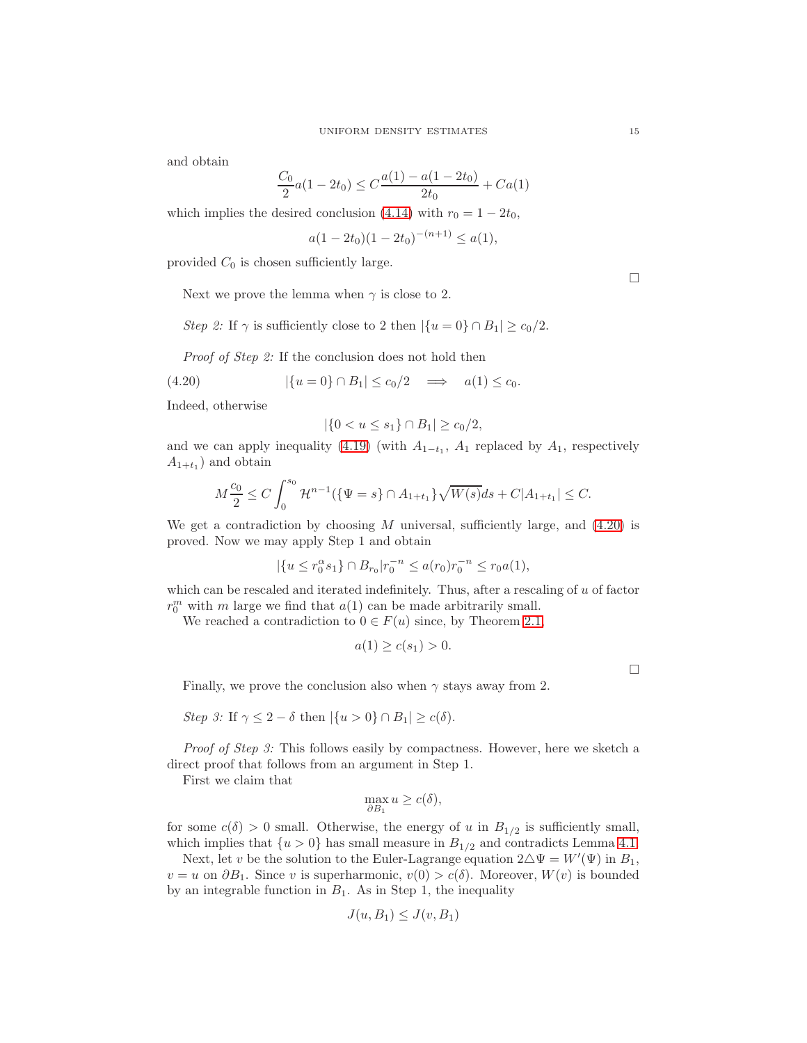and obtain

$$\frac{C_0}{2} a(1-2t_0) \le C \frac{a(1)-a(1-2t_0)}{2t_0} + C a(1)$$

which implies the desired conclusion (4.14) with $r_0 = 1-2t_0$,

$$a(1-2t_0)(1-2t_0)^{-(n+1)} \le a(1),$$

provided $C_0$ is chosen sufficiently large.

□

Next we prove the lemma when $\gamma$ is close to 2.

*Step 2:* If $\gamma$ is sufficiently close to 2 then $|\{u=0\} \cap B_1| \ge c_0/2$.

*Proof of Step 2:* If the conclusion does not hold then

$$|\{u=0\} \cap B_1| \le c_0/2 \quad \Longrightarrow \quad a(1) \le c_0. \tag{4.20}$$

Indeed, otherwise

$$|\{0 < u \le s_1\} \cap B_1| \ge c_0/2,$$

and we can apply inequality (4.19) (with $A_{1-t_1}$, $A_1$ replaced by $A_1$, respectively $A_{1+t_1}$) and obtain

$$M \frac{c_0}{2} \le C \int_0^{s_0} \mathcal{H}^{n-1}(\{\Psi = s\} \cap A_{1+t_1}\} \sqrt{W(s)} ds + C|A_{1+t_1}| \le C.$$

We get a contradiction by choosing $M$ universal, sufficiently large, and (4.20) is proved. Now we may apply Step 1 and obtain

$$|\{u \le r_0^\alpha s_1\} \cap B_{r_0}| r_0^{-n} \le a(r_0) r_0^{-n} \le r_0 a(1),$$

which can be rescaled and iterated indefinitely. Thus, after a rescaling of $u$ of factor $r_0^m$ with $m$ large we find that $a(1)$ can be made arbitrarily small.

We reached a contradiction to $0 \in F(u)$ since, by Theorem 2.1

$$a(1) \ge c(s_1) > 0.$$

□

Finally, we prove the conclusion also when $\gamma$ stays away from 2.

*Step 3:* If $\gamma \le 2-\delta$ then $|\{u>0\} \cap B_1| \ge c(\delta)$.

*Proof of Step 3:* This follows easily by compactness. However, here we sketch a direct proof that follows from an argument in Step 1.

First we claim that

$$\max_{\partial B_1} u \ge c(\delta),$$

for some $c(\delta) > 0$ small. Otherwise, the energy of $u$ in $B_{1/2}$ is sufficiently small, which implies that $\{u>0\}$ has small measure in $B_{1/2}$ and contradicts Lemma 4.1.

Next, let $v$ be the solution to the Euler-Lagrange equation $2\triangle \Psi = W'(\Psi)$ in $B_1$, $v = u$ on $\partial B_1$. Since $v$ is superharmonic, $v(0) > c(\delta)$. Moreover, $W(v)$ is bounded by an integrable function in $B_1$. As in Step 1, the inequality

$$J(u, B_1) \le J(v, B_1)$$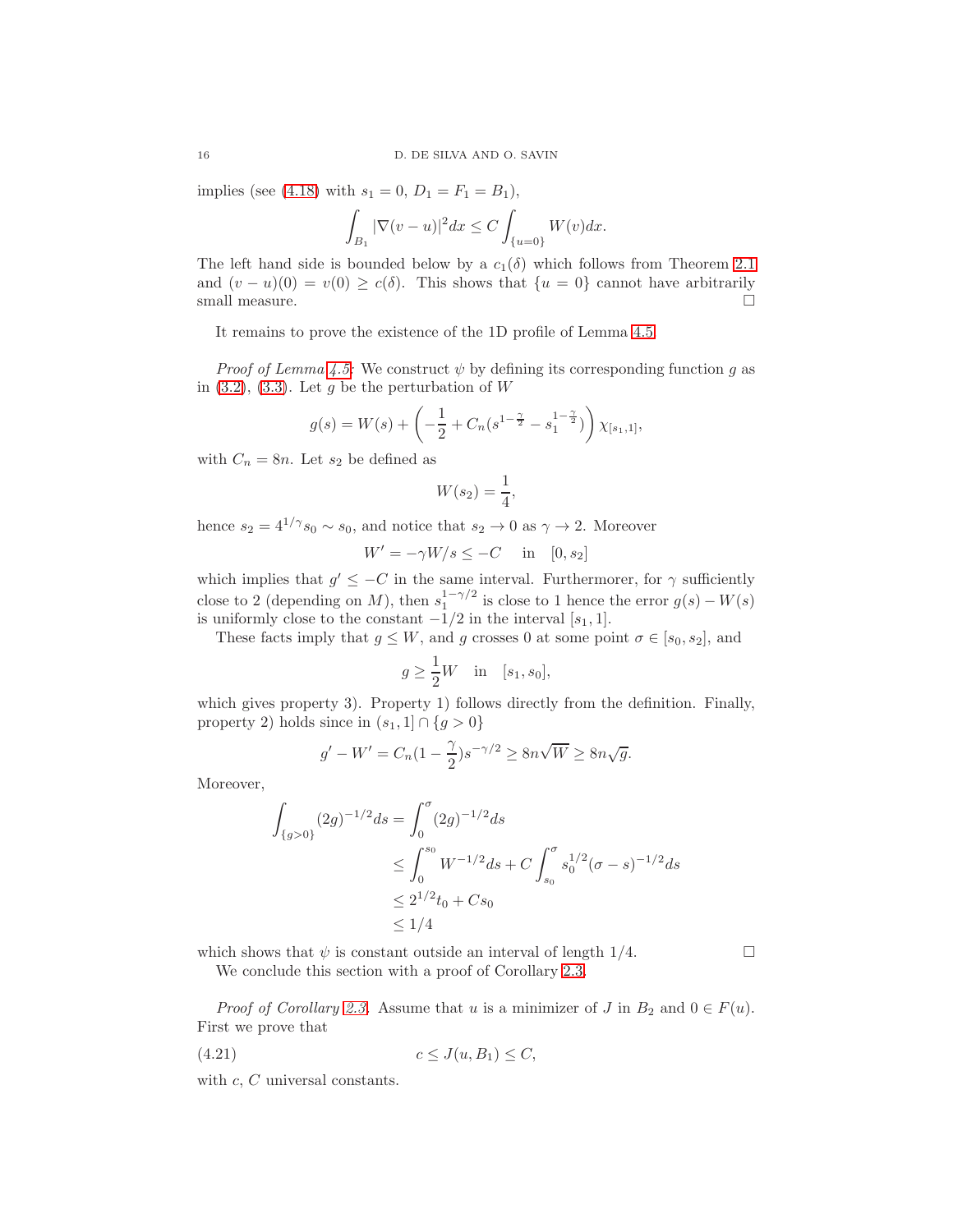implies (see (4.18) with $s_1 = 0$, $D_1 = F_1 = B_1$),

$$\int_{B_1} |\nabla(v-u)|^2 dx \leq C \int_{\{u=0\}} W(v) dx.$$

The left hand side is bounded below by a $c_1(\delta)$ which follows from Theorem 2.1 and $(v-u)(0) = v(0) \geq c(\delta)$. This shows that $\{u = 0\}$ cannot have arbitrarily small measure. $\square$

It remains to prove the existence of the 1D profile of Lemma 4.5.

*Proof of Lemma 4.5*: We construct $\psi$ by defining its corresponding function $g$ as in (3.2), (3.3). Let $g$ be the perturbation of $W$

$$g(s) = W(s) + \left(-\frac{1}{2} + C_n(s^{1-\frac{\gamma}{2}} - s_1^{1-\frac{\gamma}{2}})\right)\chi_{[s_1,1]},$$

with $C_n = 8n$. Let $s_2$ be defined as

$$W(s_2) = \frac{1}{4},$$

hence $s_2 = 4^{1/\gamma} s_0 \sim s_0$, and notice that $s_2 \to 0$ as $\gamma \to 2$. Moreover

$$W' = -\gamma W/s \leq -C \quad \text{in} \quad [0, s_2]$$

which implies that $g' \leq -C$ in the same interval. Furthermore, for $\gamma$ sufficiently close to 2 (depending on $M$), then $s_1^{1-\gamma/2}$ is close to 1 hence the error $g(s) - W(s)$ is uniformly close to the constant $-1/2$ in the interval $[s_1, 1]$.

These facts imply that $g \leq W$, and $g$ crosses 0 at some point $\sigma \in [s_0, s_2]$, and

$$g \geq \frac{1}{2} W \quad \text{in} \quad [s_1, s_0],$$

which gives property 3). Property 1) follows directly from the definition. Finally, property 2) holds since in $(s_1, 1] \cap \{g > 0\}$

$$g' - W' = C_n(1 - \frac{\gamma}{2}) s^{-\gamma/2} \geq 8n\sqrt{W} \geq 8n\sqrt{g}.$$

Moreover,

$$\begin{aligned}
\int_{\{g>0\}} (2g)^{-1/2} ds &= \int_0^\sigma (2g)^{-1/2} ds \\
&\leq \int_0^{s_0} W^{-1/2} ds + C \int_{s_0}^\sigma s_0^{1/2} (\sigma - s)^{-1/2} ds \\
&\leq 2^{1/2} t_0 + C s_0 \\
&\leq 1/4
\end{aligned}$$

which shows that $\psi$ is constant outside an interval of length $1/4$. $\square$

We conclude this section with a proof of Corollary 2.3.

*Proof of Corollary 2.3*. Assume that $u$ is a minimizer of $J$ in $B_2$ and $0 \in F(u)$. First we prove that

$$c \leq J(u, B_1) \leq C, \tag{4.21}$$

with $c$, $C$ universal constants.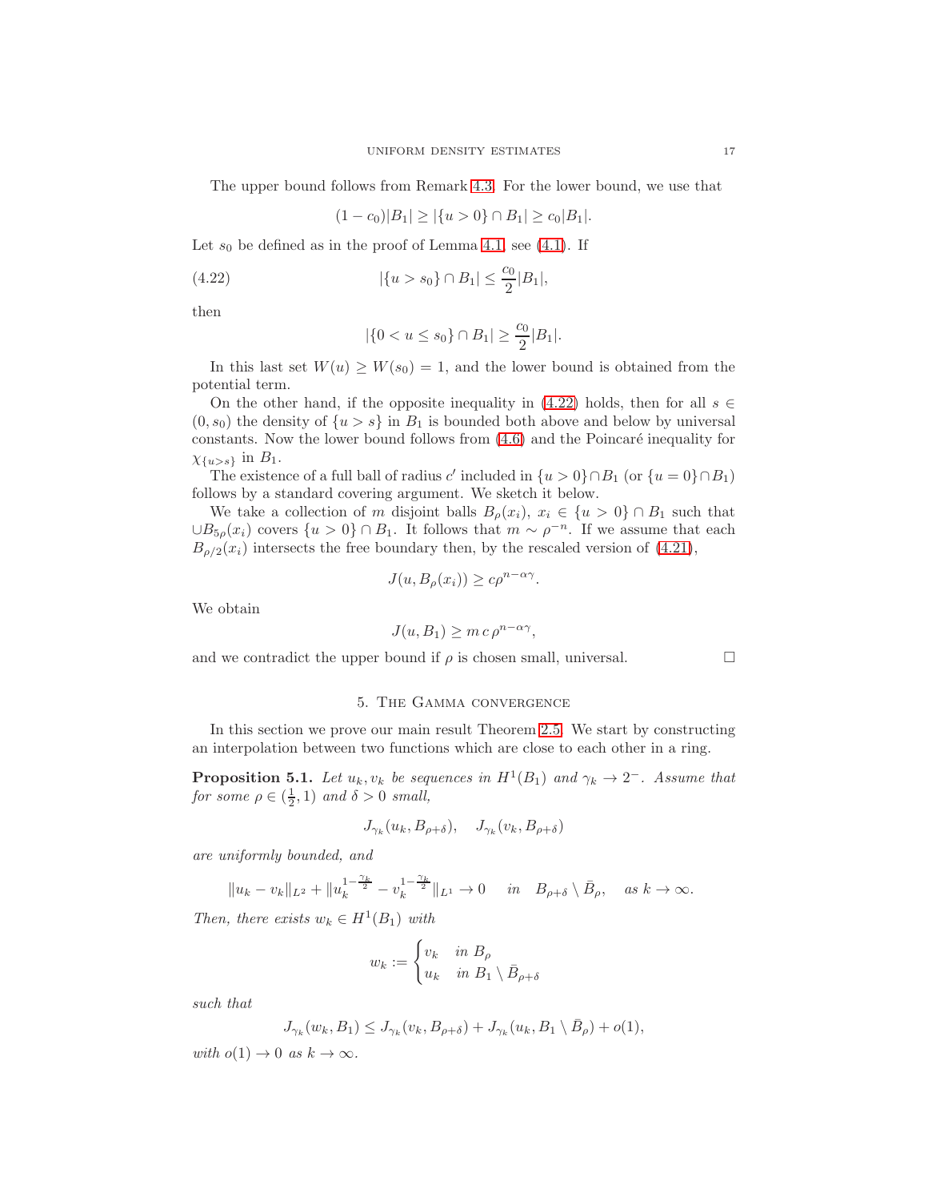The upper bound follows from Remark 4.3. For the lower bound, we use that

$$(1-c_0)|B_1| \geq |\{u>0\} \cap B_1| \geq c_0|B_1|.$$

Let $s_0$ be defined as in the proof of Lemma 4.1, see (4.1). If

$$|\{u>s_0\} \cap B_1| \leq \frac{c_0}{2}|B_1|, \tag{4.22}$$

then

$$|\{0<u\leq s_0\} \cap B_1| \geq \frac{c_0}{2}|B_1|.$$

In this last set $W(u) \geq W(s_0) = 1$, and the lower bound is obtained from the potential term.

On the other hand, if the opposite inequality in (4.22) holds, then for all $s \in (0, s_0)$ the density of $\{u>s\}$ in $B_1$ is bounded both above and below by universal constants. Now the lower bound follows from (4.6) and the Poincaré inequality for $\chi_{\{u>s\}}$ in $B_1$.

The existence of a full ball of radius $c'$ included in $\{u>0\} \cap B_1$ (or $\{u=0\} \cap B_1$) follows by a standard covering argument. We sketch it below.

We take a collection of $m$ disjoint balls $B_\rho(x_i)$, $x_i \in \{u>0\} \cap B_1$ such that $\cup B_{5\rho}(x_i)$ covers $\{u>0\} \cap B_1$. It follows that $m \sim \rho^{-n}$. If we assume that each $B_{\rho/2}(x_i)$ intersects the free boundary then, by the rescaled version of (4.21),

$$J(u, B_\rho(x_i)) \geq c\rho^{n-\alpha\gamma}.$$

We obtain

$$J(u, B_1) \geq m\, c\, \rho^{n-\alpha\gamma},$$

and we contradict the upper bound if $\rho$ is chosen small, universal. $\square$

## 5. The Gamma convergence

In this section we prove our main result Theorem 2.5. We start by constructing an interpolation between two functions which are close to each other in a ring.

**Proposition 5.1.** *Let $u_k, v_k$ be sequences in $H^1(B_1)$ and $\gamma_k \to 2^-$. Assume that for some $\rho \in (\frac{1}{2}, 1)$ and $\delta > 0$ small,*

$$J_{\gamma_k}(u_k, B_{\rho+\delta}), \quad J_{\gamma_k}(v_k, B_{\rho+\delta})$$

*are uniformly bounded, and*

$$\|u_k - v_k\|_{L^2} + \|u_k^{1-\frac{\gamma_k}{2}} - v_k^{1-\frac{\gamma_k}{2}}\|_{L^1} \to 0 \quad \text{in} \quad B_{\rho+\delta} \setminus \bar{B}_\rho, \quad \text{as } k \to \infty.$$

*Then, there exists $w_k \in H^1(B_1)$ with*

$$w_k := \begin{cases} v_k & \text{in } B_\rho \\ u_k & \text{in } B_1 \setminus \bar{B}_{\rho+\delta} \end{cases}$$

*such that*

$$J_{\gamma_k}(w_k, B_1) \leq J_{\gamma_k}(v_k, B_{\rho+\delta}) + J_{\gamma_k}(u_k, B_1 \setminus \bar{B}_\rho) + o(1),$$

*with $o(1) \to 0$ as $k \to \infty$.*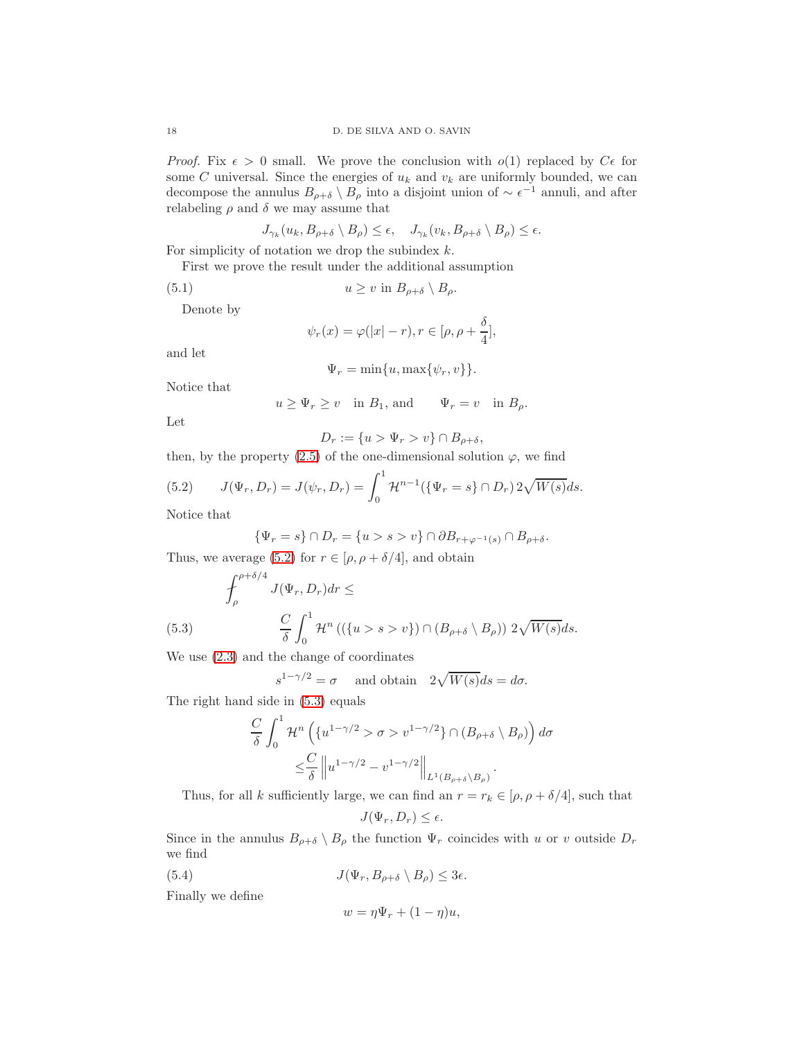*Proof.* Fix $\epsilon > 0$ small. We prove the conclusion with $o(1)$ replaced by $C\epsilon$ for some $C$ universal. Since the energies of $u_k$ and $v_k$ are uniformly bounded, we can decompose the annulus $B_{\rho+\delta} \setminus B_\rho$ into a disjoint union of $\sim \epsilon^{-1}$ annuli, and after relabeling $\rho$ and $\delta$ we may assume that

$$J_{\gamma_k}(u_k, B_{\rho+\delta} \setminus B_\rho) \leq \epsilon, \quad J_{\gamma_k}(v_k, B_{\rho+\delta} \setminus B_\rho) \leq \epsilon.$$

For simplicity of notation we drop the subindex $k$.

First we prove the result under the additional assumption

$$u \geq v \text{ in } B_{\rho+\delta} \setminus B_\rho. \tag{5.1}$$

Denote by

$$\psi_r(x) = \varphi(|x| - r), r \in [\rho, \rho + \frac{\delta}{4}],$$

and let

$$\Psi_r = \min\{u, \max\{\psi_r, v\}\}.$$

Notice that

$$u \geq \Psi_r \geq v \quad \text{in } B_1, \text{ and} \qquad \Psi_r = v \quad \text{in } B_\rho.$$

Let

$$D_r := \{u > \Psi_r > v\} \cap B_{\rho+\delta},$$

then, by the property (2.5) of the one-dimensional solution $\varphi$, we find

$$J(\Psi_r, D_r) = J(\psi_r, D_r) = \int_0^1 \mathcal{H}^{n-1}(\{\Psi_r = s\} \cap D_r) \, 2\sqrt{W(s)} ds. \tag{5.2}$$

Notice that

$$\{\Psi_r = s\} \cap D_r = \{u > s > v\} \cap \partial B_{r+\varphi^{-1}(s)} \cap B_{\rho+\delta}.$$

Thus, we average (5.2) for $r \in [\rho, \rho + \delta/4]$, and obtain

$$\fint_\rho^{\rho+\delta/4} J(\Psi_r, D_r) dr \leq$$

$$\frac{C}{\delta} \int_0^1 \mathcal{H}^n \left( (\{u > s > v\}) \cap (B_{\rho+\delta} \setminus B_\rho) \right) 2\sqrt{W(s)} ds. \tag{5.3}$$

We use (2.3) and the change of coordinates

$$s^{1-\gamma/2} = \sigma \quad \text{ and obtain } \quad 2\sqrt{W(s)} ds = d\sigma.$$

The right hand side in (5.3) equals

$$\frac{C}{\delta} \int_0^1 \mathcal{H}^n \left( \{u^{1-\gamma/2} > \sigma > v^{1-\gamma/2}\} \cap (B_{\rho+\delta} \setminus B_\rho) \right) d\sigma$$

$$\leq \frac{C}{\delta} \left\| u^{1-\gamma/2} - v^{1-\gamma/2} \right\|_{L^1(B_{\rho+\delta} \setminus B_\rho)}.$$

Thus, for all $k$ sufficiently large, we can find an $r = r_k \in [\rho, \rho + \delta/4]$, such that

$$J(\Psi_r, D_r) \leq \epsilon.$$

Since in the annulus $B_{\rho+\delta} \setminus B_\rho$ the function $\Psi_r$ coincides with $u$ or $v$ outside $D_r$ we find

$$J(\Psi_r, B_{\rho+\delta} \setminus B_\rho) \leq 3\epsilon. \tag{5.4}$$

Finally we define

$$w = \eta \Psi_r + (1 - \eta) u,$$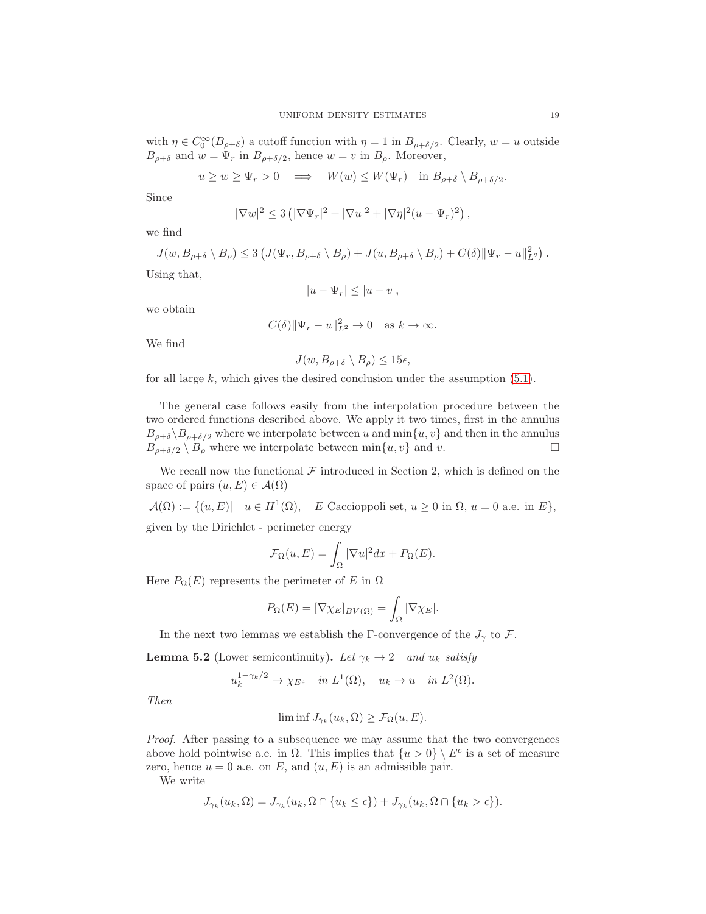with $\eta \in C_0^\infty(B_{\rho+\delta})$ a cutoff function with $\eta = 1$ in $B_{\rho+\delta/2}$. Clearly, $w = u$ outside $B_{\rho+\delta}$ and $w = \Psi_r$ in $B_{\rho+\delta/2}$, hence $w = v$ in $B_\rho$. Moreover,

$$u \geq w \geq \Psi_r > 0 \quad \Longrightarrow \quad W(w) \leq W(\Psi_r) \quad \text{in } B_{\rho+\delta} \setminus B_{\rho+\delta/2}.$$

Since

$$|\nabla w|^2 \leq 3\left(|\nabla \Psi_r|^2 + |\nabla u|^2 + |\nabla \eta|^2 (u - \Psi_r)^2\right),$$

we find

$$J(w, B_{\rho+\delta} \setminus B_\rho) \leq 3\left(J(\Psi_r, B_{\rho+\delta} \setminus B_\rho) + J(u, B_{\rho+\delta} \setminus B_\rho) + C(\delta)\|\Psi_r - u\|_{L^2}^2\right).$$

Using that,

$$|u - \Psi_r| \leq |u - v|,$$

we obtain

$$C(\delta)\|\Psi_r - u\|_{L^2}^2 \to 0 \quad \text{as } k \to \infty.$$

We find

$$J(w, B_{\rho+\delta} \setminus B_\rho) \leq 15\epsilon,$$

for all large $k$, which gives the desired conclusion under the assumption (5.1).

The general case follows easily from the interpolation procedure between the two ordered functions described above. We apply it two times, first in the annulus $B_{\rho+\delta} \setminus B_{\rho+\delta/2}$ where we interpolate between $u$ and $\min\{u, v\}$ and then in the annulus $B_{\rho+\delta/2} \setminus B_\rho$ where we interpolate between $\min\{u, v\}$ and $v$. $\square$

We recall now the functional $\mathcal{F}$ introduced in Section 2, which is defined on the space of pairs $(u, E) \in \mathcal{A}(\Omega)$

$$\mathcal{A}(\Omega) := \{(u, E) | \quad u \in H^1(\Omega), \quad E \text{ Caccioppoli set}, \ u \geq 0 \text{ in } \Omega, \ u = 0 \text{ a.e. in } E\},$$

given by the Dirichlet - perimeter energy

$$\mathcal{F}_\Omega(u, E) = \int_\Omega |\nabla u|^2 dx + P_\Omega(E).$$

Here $P_\Omega(E)$ represents the perimeter of $E$ in $\Omega$

$$P_\Omega(E) = [\nabla \chi_E]_{BV(\Omega)} = \int_\Omega |\nabla \chi_E|.$$

In the next two lemmas we establish the $\Gamma$-convergence of the $J_\gamma$ to $\mathcal{F}$.

**Lemma 5.2** (Lower semicontinuity)**.** *Let $\gamma_k \to 2^-$ and $u_k$ satisfy*

$$u_k^{1-\gamma_k/2} \to \chi_{E^c} \quad \text{in } L^1(\Omega), \quad u_k \to u \quad \text{in } L^2(\Omega).$$

*Then*

$$\liminf J_{\gamma_k}(u_k, \Omega) \geq \mathcal{F}_\Omega(u, E).$$

*Proof.* After passing to a subsequence we may assume that the two convergences above hold pointwise a.e. in $\Omega$. This implies that $\{u > 0\} \setminus E^c$ is a set of measure zero, hence $u = 0$ a.e. on $E$, and $(u, E)$ is an admissible pair.

We write

$$J_{\gamma_k}(u_k, \Omega) = J_{\gamma_k}(u_k, \Omega \cap \{u_k \leq \epsilon\}) + J_{\gamma_k}(u_k, \Omega \cap \{u_k > \epsilon\}).$$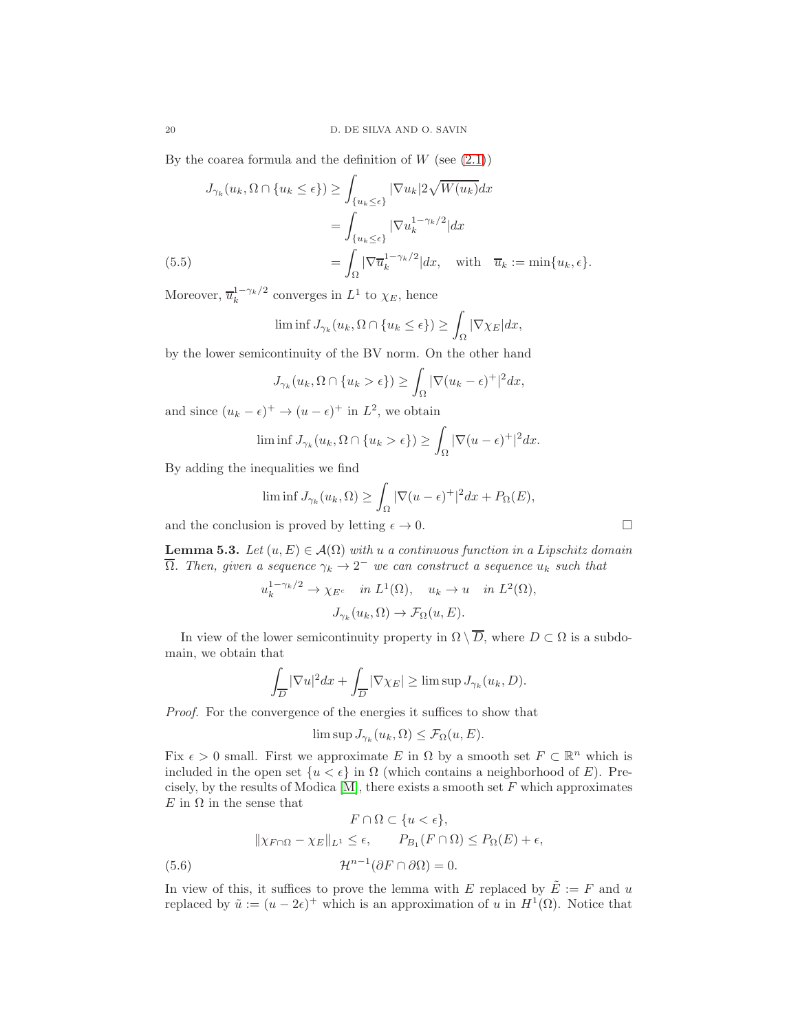By the coarea formula and the definition of $W$ (see (2.1))

$$
\begin{aligned}
J_{\gamma_k}(u_k, \Omega \cap \{u_k \le \epsilon\}) &\ge \int_{\{u_k \le \epsilon\}} |\nabla u_k| 2\sqrt{W(u_k)}dx \\
&= \int_{\{u_k \le \epsilon\}} |\nabla u_k^{1-\gamma_k/2}| dx \\
&= \int_{\Omega} |\nabla \overline{u}_k^{1-\gamma_k/2}| dx, \quad \text{with} \quad \overline{u}_k := \min\{u_k, \epsilon\}.
\end{aligned} \tag{5.5}
$$

Moreover, $\overline{u}_k^{1-\gamma_k/2}$ converges in $L^1$ to $\chi_E$, hence

$$
\liminf J_{\gamma_k}(u_k, \Omega \cap \{u_k \le \epsilon\}) \ge \int_\Omega |\nabla \chi_E| dx,
$$

by the lower semicontinuity of the BV norm. On the other hand

$$
J_{\gamma_k}(u_k, \Omega \cap \{u_k > \epsilon\}) \ge \int_\Omega |\nabla (u_k - \epsilon)^+|^2 dx,
$$

and since $(u_k - \epsilon)^+ \to (u-\epsilon)^+$ in $L^2$, we obtain

$$
\liminf J_{\gamma_k}(u_k, \Omega \cap \{u_k > \epsilon\}) \ge \int_\Omega |\nabla (u - \epsilon)^+|^2 dx.
$$

By adding the inequalities we find

$$
\liminf J_{\gamma_k}(u_k, \Omega) \ge \int_\Omega |\nabla (u - \epsilon)^+|^2 dx + P_\Omega(E),
$$

and the conclusion is proved by letting $\epsilon \to 0$. □

**Lemma 5.3.** *Let $(u, E) \in \mathcal{A}(\Omega)$ with $u$ a continuous function in a Lipschitz domain $\overline{\Omega}$. Then, given a sequence $\gamma_k \to 2^-$ we can construct a sequence $u_k$ such that*

$$
u_k^{1-\gamma_k/2} \to \chi_{E^c} \quad \text{in } L^1(\Omega), \quad u_k \to u \quad \text{in } L^2(\Omega),
$$
$$
J_{\gamma_k}(u_k, \Omega) \to \mathcal{F}_\Omega(u, E).
$$

In view of the lower semicontinuity property in $\Omega \setminus \overline{D}$, where $D \subset \Omega$ is a subdomain, we obtain that

$$
\int_{\overline{D}} |\nabla u|^2 dx + \int_{\overline{D}} |\nabla \chi_E| \ge \limsup J_{\gamma_k}(u_k, D).
$$

*Proof.* For the convergence of the energies it suffices to show that

$$
\limsup J_{\gamma_k}(u_k, \Omega) \le \mathcal{F}_\Omega(u, E).
$$

Fix $\epsilon > 0$ small. First we approximate $E$ in $\Omega$ by a smooth set $F \subset \mathbb{R}^n$ which is included in the open set $\{u < \epsilon\}$ in $\Omega$ (which contains a neighborhood of $E$). Precisely, by the results of Modica [M], there exists a smooth set $F$ which approximates $E$ in $\Omega$ in the sense that

$$
F \cap \Omega \subset \{u < \epsilon\},
$$
$$
\|\chi_{F\cap\Omega} - \chi_E\|_{L^1} \le \epsilon, \qquad P_{B_1}(F \cap \Omega) \le P_\Omega(E) + \epsilon,
$$
$$
\mathcal{H}^{n-1}(\partial F \cap \partial \Omega) = 0. \tag{5.6}
$$

In view of this, it suffices to prove the lemma with $E$ replaced by $\tilde{E} := F$ and $u$ replaced by $\tilde{u} := (u - 2\epsilon)^+$ which is an approximation of $u$ in $H^1(\Omega)$. Notice that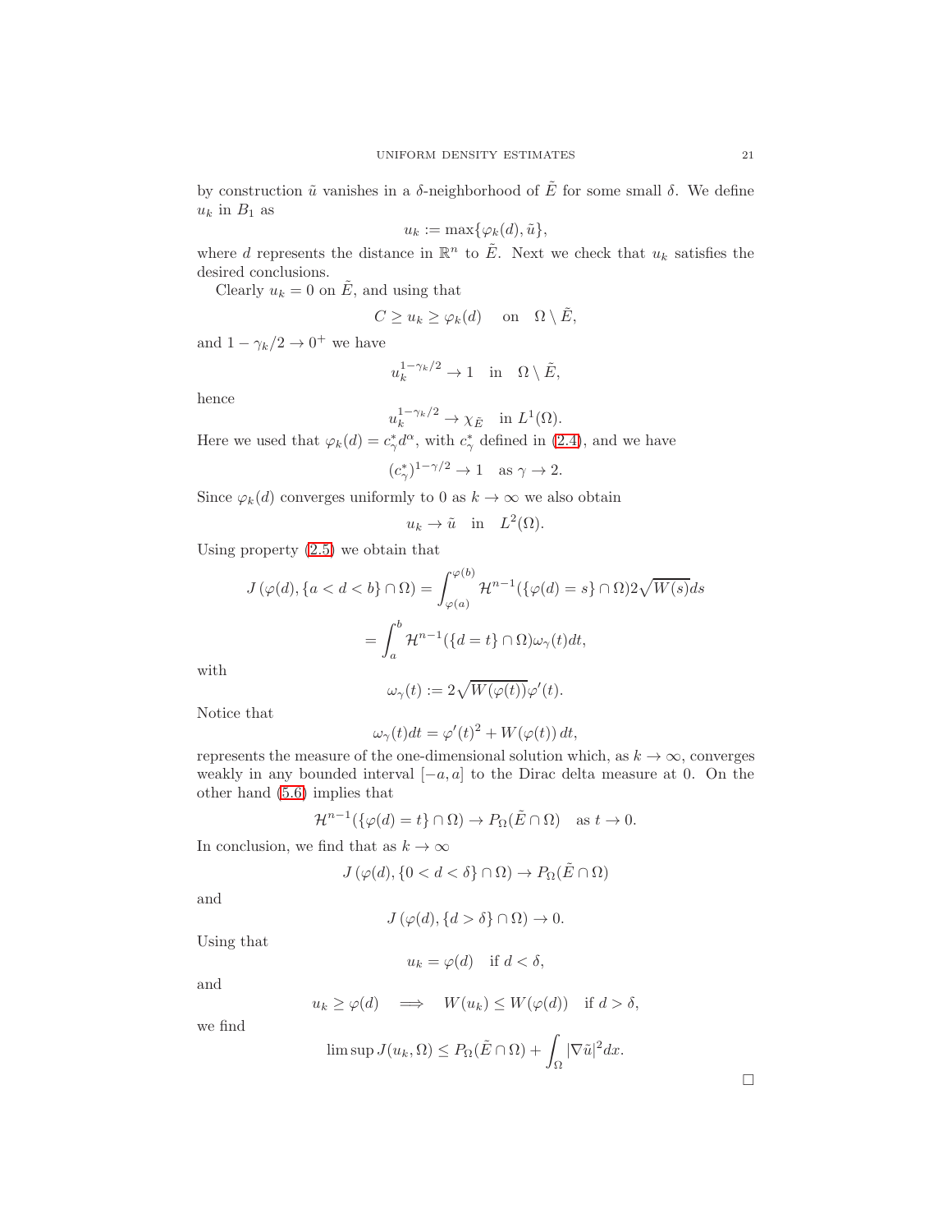by construction $\tilde{u}$ vanishes in a $\delta$-neighborhood of $\tilde{E}$ for some small $\delta$. We define $u_k$ in $B_1$ as

$$u_k := \max\{\varphi_k(d), \tilde{u}\},$$

where $d$ represents the distance in $\mathbb{R}^n$ to $\tilde{E}$. Next we check that $u_k$ satisfies the desired conclusions.

Clearly $u_k = 0$ on $\tilde{E}$, and using that

$$C \geq u_k \geq \varphi_k(d) \quad \text{ on } \quad \Omega \setminus \tilde{E},$$

and $1 - \gamma_k/2 \to 0^+$ we have

$$u_k^{1-\gamma_k/2} \to 1 \quad \text{in} \quad \Omega \setminus \tilde{E},$$

hence

$$u_k^{1-\gamma_k/2} \to \chi_{\tilde{E}} \quad \text{in } L^1(\Omega).$$

Here we used that $\varphi_k(d) = c^*_\gamma d^\alpha$, with $c^*_\gamma$ defined in (2.4), and we have

$$(c^*_\gamma)^{1-\gamma/2} \to 1 \quad \text{as } \gamma \to 2.$$

Since $\varphi_k(d)$ converges uniformly to 0 as $k \to \infty$ we also obtain

$$u_k \to \tilde{u} \quad \text{in} \quad L^2(\Omega).$$

Using property (2.5) we obtain that

$$J\left(\varphi(d), \{a < d < b\} \cap \Omega\right) = \int_{\varphi(a)}^{\varphi(b)} \mathcal{H}^{n-1}(\{\varphi(d) = s\} \cap \Omega) 2\sqrt{W(s)} ds$$

$$= \int_a^b \mathcal{H}^{n-1}(\{d = t\} \cap \Omega) \omega_\gamma(t) dt,$$

with

$$\omega_\gamma(t) := 2\sqrt{W(\varphi(t))}\varphi'(t).$$

Notice that

$$\omega_\gamma(t) dt = \varphi'(t)^2 + W(\varphi(t))\, dt,$$

represents the measure of the one-dimensional solution which, as $k \to \infty$, converges weakly in any bounded interval $[-a, a]$ to the Dirac delta measure at 0. On the other hand (5.6) implies that

$$\mathcal{H}^{n-1}(\{\varphi(d) = t\} \cap \Omega) \to P_\Omega(\tilde{E} \cap \Omega) \quad \text{as } t \to 0.$$

In conclusion, we find that as $k \to \infty$

$$J\left(\varphi(d), \{0 < d < \delta\} \cap \Omega\right) \to P_\Omega(\tilde{E} \cap \Omega)$$

and

$$J\left(\varphi(d), \{d > \delta\} \cap \Omega\right) \to 0.$$

Using that

$$u_k = \varphi(d) \quad \text{if } d < \delta,$$

and

$$u_k \geq \varphi(d) \quad \Longrightarrow \quad W(u_k) \leq W(\varphi(d)) \quad \text{if } d > \delta,$$

we find

$$\limsup J(u_k, \Omega) \leq P_\Omega(\tilde{E} \cap \Omega) + \int_\Omega |\nabla \tilde{u}|^2 dx.$$

$\square$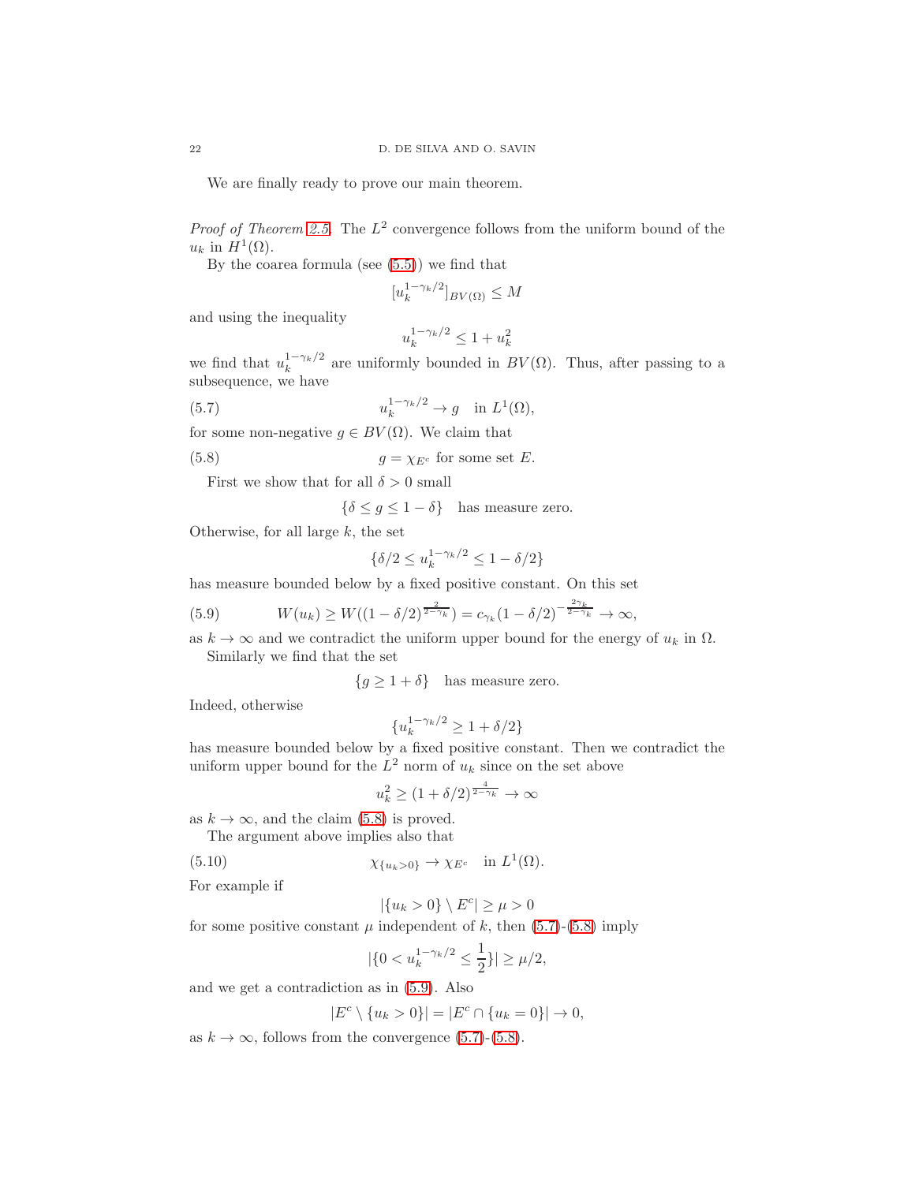We are finally ready to prove our main theorem.

*Proof of Theorem 2.5.* The $L^2$ convergence follows from the uniform bound of the $u_k$ in $H^1(\Omega)$.

By the coarea formula (see (5.5)) we find that

$$[u_k^{1-\gamma_k/2}]_{BV(\Omega)} \leq M$$

and using the inequality

$$u_k^{1-\gamma_k/2} \leq 1 + u_k^2$$

we find that $u_k^{1-\gamma_k/2}$ are uniformly bounded in $BV(\Omega)$. Thus, after passing to a subsequence, we have

$$u_k^{1-\gamma_k/2} \to g \quad \text{in } L^1(\Omega), \tag{5.7}$$

for some non-negative $g \in BV(\Omega)$. We claim that

$$g = \chi_{E^c} \text{ for some set } E. \tag{5.8}$$

First we show that for all $\delta > 0$ small

$$\{\delta \leq g \leq 1 - \delta\} \quad \text{has measure zero.}$$

Otherwise, for all large $k$, the set

$$\{\delta/2 \leq u_k^{1-\gamma_k/2} \leq 1 - \delta/2\}$$

has measure bounded below by a fixed positive constant. On this set

$$W(u_k) \geq W((1-\delta/2)^{\frac{2}{2-\gamma_k}}) = c_{\gamma_k}(1-\delta/2)^{-\frac{2\gamma_k}{2-\gamma_k}} \to \infty, \tag{5.9}$$

as $k \to \infty$ and we contradict the uniform upper bound for the energy of $u_k$ in $\Omega$.

Similarly we find that the set

$$\{g \geq 1 + \delta\} \quad \text{has measure zero.}$$

Indeed, otherwise

$$\{u_k^{1-\gamma_k/2} \geq 1 + \delta/2\}$$

has measure bounded below by a fixed positive constant. Then we contradict the uniform upper bound for the $L^2$ norm of $u_k$ since on the set above

$$u_k^2 \geq (1 + \delta/2)^{\frac{4}{2-\gamma_k}} \to \infty$$

as $k \to \infty$, and the claim (5.8) is proved.

The argument above implies also that

$$\chi_{\{u_k > 0\}} \to \chi_{E^c} \quad \text{in } L^1(\Omega). \tag{5.10}$$

For example if

$$|\{u_k > 0\} \setminus E^c| \geq \mu > 0$$

for some positive constant $\mu$ independent of $k$, then (5.7)-(5.8) imply

$$|\{0 < u_k^{1-\gamma_k/2} \leq \frac{1}{2}\}| \geq \mu/2,$$

and we get a contradiction as in (5.9). Also

$$|E^c \setminus \{u_k > 0\}| = |E^c \cap \{u_k = 0\}| \to 0,$$

as $k \to \infty$, follows from the convergence (5.7)-(5.8).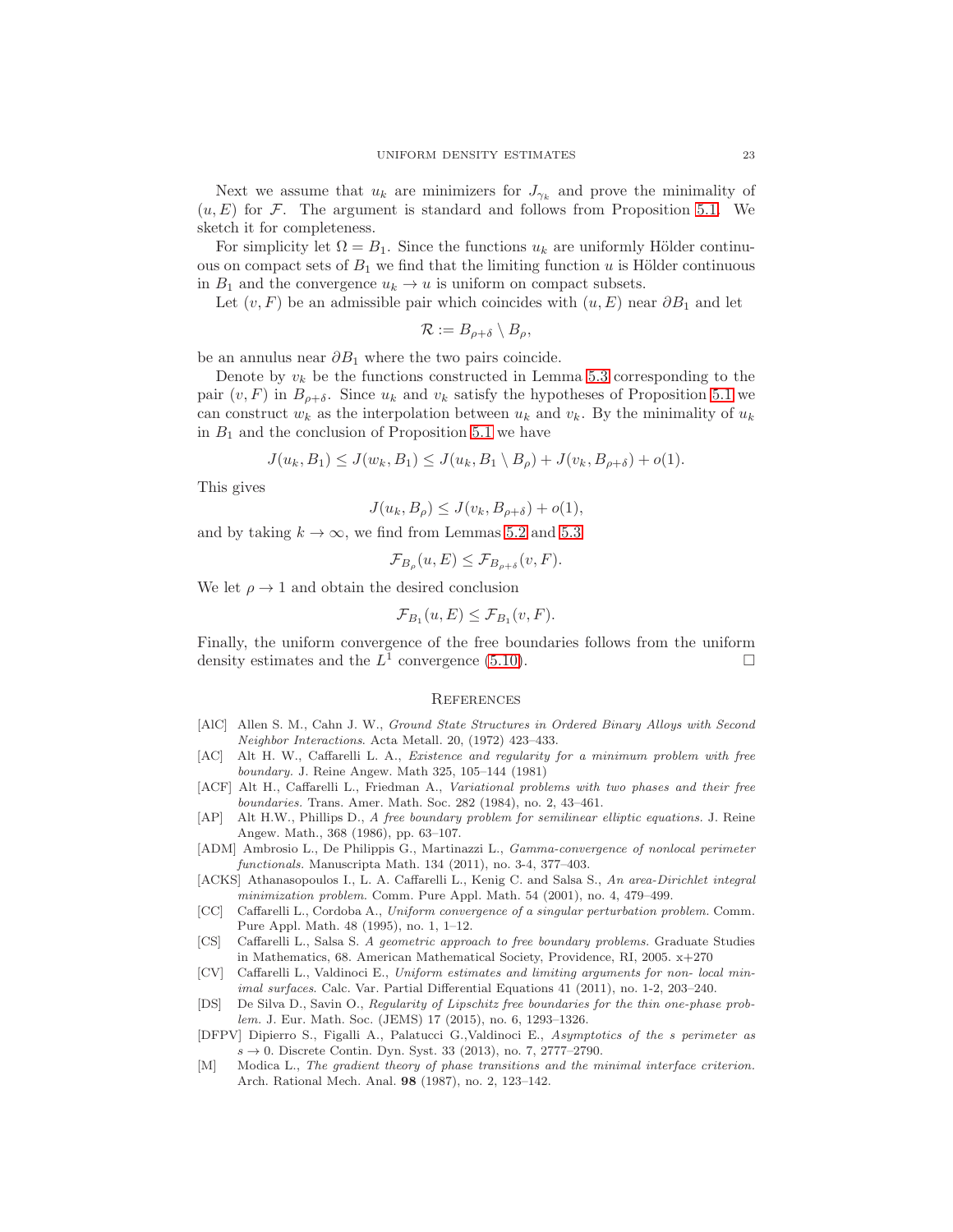Next we assume that $u_k$ are minimizers for $J_{\gamma_k}$ and prove the minimality of $(u, E)$ for $\mathcal{F}$. The argument is standard and follows from Proposition 5.1. We sketch it for completeness.

For simplicity let $\Omega = B_1$. Since the functions $u_k$ are uniformly Hölder continuous on compact sets of $B_1$ we find that the limiting function $u$ is Hölder continuous in $B_1$ and the convergence $u_k \to u$ is uniform on compact subsets.

Let $(v, F)$ be an admissible pair which coincides with $(u, E)$ near $\partial B_1$ and let

$$\mathcal{R} := B_{\rho+\delta} \setminus B_\rho,$$

be an annulus near $\partial B_1$ where the two pairs coincide.

Denote by $v_k$ the functions constructed in Lemma 5.3 corresponding to the pair $(v, F)$ in $B_{\rho+\delta}$. Since $u_k$ and $v_k$ satisfy the hypotheses of Proposition 5.1 we can construct $w_k$ as the interpolation between $u_k$ and $v_k$. By the minimality of $u_k$ in $B_1$ and the conclusion of Proposition 5.1 we have

$$J(u_k, B_1) \leq J(w_k, B_1) \leq J(u_k, B_1 \setminus B_\rho) + J(v_k, B_{\rho+\delta}) + o(1).$$

This gives

$$J(u_k, B_\rho) \leq J(v_k, B_{\rho+\delta}) + o(1),$$

and by taking $k \to \infty$, we find from Lemmas 5.2 and 5.3

$$\mathcal{F}_{B_\rho}(u, E) \leq \mathcal{F}_{B_{\rho+\delta}}(v, F).$$

We let $\rho \to 1$ and obtain the desired conclusion

$$\mathcal{F}_{B_1}(u, E) \leq \mathcal{F}_{B_1}(v, F).$$

Finally, the uniform convergence of the free boundaries follows from the uniform density estimates and the $L^1$ convergence (5.10). □

## References

- [AlC] Allen S. M., Cahn J. W., *Ground State Structures in Ordered Binary Alloys with Second Neighbor Interactions.* Acta Metall. 20, (1972) 423–433.
- [AC] Alt H. W., Caffarelli L. A., *Existence and regularity for a minimum problem with free boundary.* J. Reine Angew. Math 325, 105–144 (1981)
- [ACF] Alt H., Caffarelli L., Friedman A., *Variational problems with two phases and their free boundaries.* Trans. Amer. Math. Soc. 282 (1984), no. 2, 43–461.
- [AP] Alt H.W., Phillips D., *A free boundary problem for semilinear elliptic equations.* J. Reine Angew. Math., 368 (1986), pp. 63–107.
- [ADM] Ambrosio L., De Philippis G., Martinazzi L., *Gamma-convergence of nonlocal perimeter functionals.* Manuscripta Math. 134 (2011), no. 3-4, 377–403.
- [ACKS] Athanasopoulos I., L. A. Caffarelli L., Kenig C. and Salsa S., *An area-Dirichlet integral minimization problem.* Comm. Pure Appl. Math. 54 (2001), no. 4, 479–499.
- [CC] Caffarelli L., Cordoba A., *Uniform convergence of a singular perturbation problem.* Comm. Pure Appl. Math. 48 (1995), no. 1, 1–12.
- [CS] Caffarelli L., Salsa S. *A geometric approach to free boundary problems.* Graduate Studies in Mathematics, 68. American Mathematical Society, Providence, RI, 2005. x+270
- [CV] Caffarelli L., Valdinoci E., *Uniform estimates and limiting arguments for non- local minimal surfaces.* Calc. Var. Partial Differential Equations 41 (2011), no. 1-2, 203–240.
- [DS] De Silva D., Savin O., *Regularity of Lipschitz free boundaries for the thin one-phase problem.* J. Eur. Math. Soc. (JEMS) 17 (2015), no. 6, 1293–1326.
- [DFPV] Dipierro S., Figalli A., Palatucci G.,Valdinoci E., *Asymptotics of the s perimeter as $s \to 0$.* Discrete Contin. Dyn. Syst. 33 (2013), no. 7, 2777–2790.
- [M] Modica L., *The gradient theory of phase transitions and the minimal interface criterion.* Arch. Rational Mech. Anal. **98** (1987), no. 2, 123–142.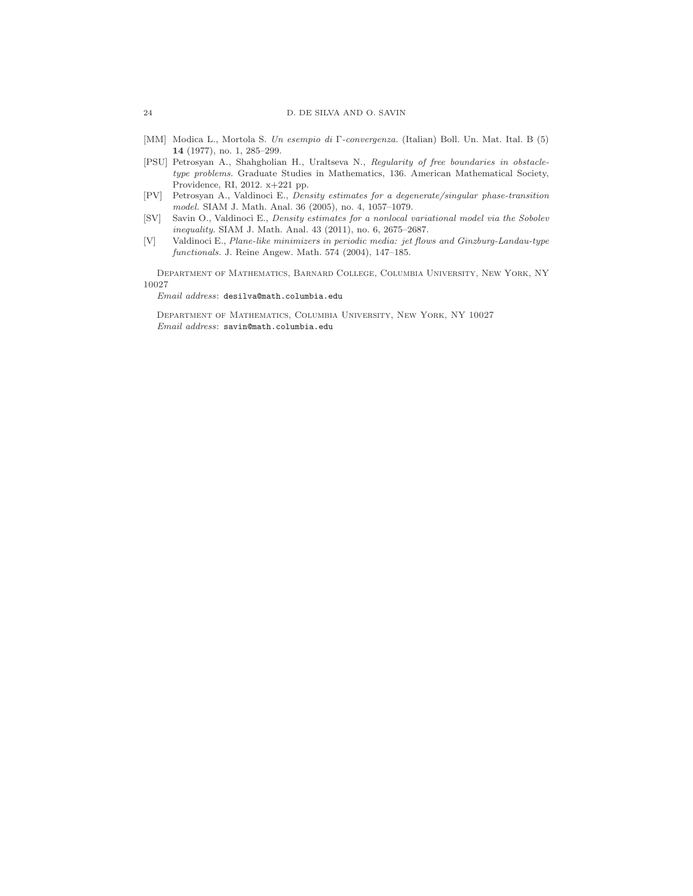[MM] Modica L., Mortola S. *Un esempio di $\Gamma$-convergenza.* (Italian) Boll. Un. Mat. Ital. B (5) **14** (1977), no. 1, 285–299.

[PSU] Petrosyan A., Shahgholian H., Uraltseva N., *Regularity of free boundaries in obstacle-type problems.* Graduate Studies in Mathematics, 136. American Mathematical Society, Providence, RI, 2012. x+221 pp.

[PV] Petrosyan A., Valdinoci E., *Density estimates for a degenerate/singular phase-transition model.* SIAM J. Math. Anal. 36 (2005), no. 4, 1057–1079.

[SV] Savin O., Valdinoci E., *Density estimates for a nonlocal variational model via the Sobolev inequality.* SIAM J. Math. Anal. 43 (2011), no. 6, 2675–2687.

[V] Valdinoci E., *Plane-like minimizers in periodic media: jet flows and Ginzburg-Landau-type functionals.* J. Reine Angew. Math. 574 (2004), 147–185.

Department of Mathematics, Barnard College, Columbia University, New York, NY 10027

*Email address*: desilva@math.columbia.edu

Department of Mathematics, Columbia University, New York, NY 10027

*Email address*: savin@math.columbia.edu